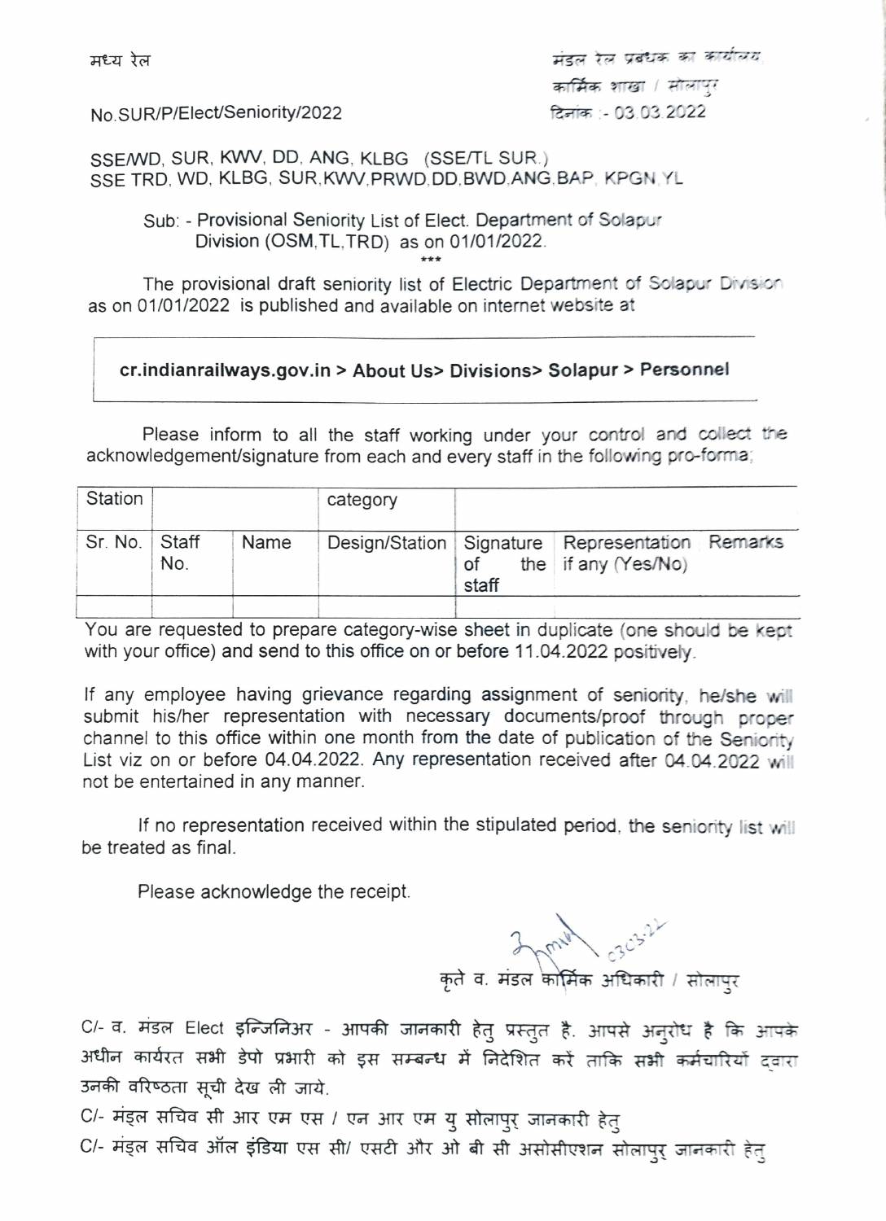मध्य रेल

मंडल रेल प्रबंधक का कार्यालय

कार्मिक शाखा / सोलापुर

No.SUR/P/Elect/Seniority/2022

दिनांक :- 03.03.2022

SSE/WD, SUR, KWV, DD, ANG, KLBG (SSE/TL SUR.)
SSE TRD, WD, KLBG, SUR,KWV,PRWD,DD,BWD,ANG,BAP, KPGN,YL

Sub: - Provisional Seniority List of Elect. Department of Solapur Division (OSM,TL,TRD) as on 01/01/2022.

\*\*\*

The provisional draft seniority list of Electric Department of Solapur Division as on 01/01/2022 is published and available on internet website at

**cr.indianrailways.gov.in > About Us> Divisions> Solapur > Personnel**

Please inform to all the staff working under your control and collect the acknowledgement/signature from each and every staff in the following pro-forma;

| Station | | | category | | | |
|---|---|---|---|---|---|---|
| Sr. No. | Staff No. | Name | Design/Station | Signature of the staff | Representation if any (Yes/No) | Remarks |
| | | | | | | |

You are requested to prepare category-wise sheet in duplicate (one should be kept with your office) and send to this office on or before 11.04.2022 positively.

If any employee having grievance regarding assignment of seniority, he/she will submit his/her representation with necessary documents/proof through proper channel to this office within one month from the date of publication of the Seniority List viz on or before 04.04.2022. Any representation received after 04.04.2022 will not be entertained in any manner.

If no representation received within the stipulated period, the seniority list will be treated as final.

Please acknowledge the receipt.

03.03.22

कृते व. मंडल कार्मिक अधिकारी / सोलापुर

C/- व. मंडल Elect इन्जिनिअर - आपकी जानकारी हेतु प्रस्तुत है. आपसे अनुरोध है कि आपके अधीन कार्यरत सभी डेपो प्रभारी को इस सम्बन्ध में निदेशित करें ताकि सभी कर्मचारियों द्वारा उनकी वरिष्ठता सूची देख ली जाये.

C/- मंडल सचिव सी आर एम एस / एन आर एम यु सोलापुर जानकारी हेतु

C/- मंडल सचिव ऑल इंडिया एस सी/ एसटी और ओ बी सी असोसीएशन सोलापुर जानकारी हेतु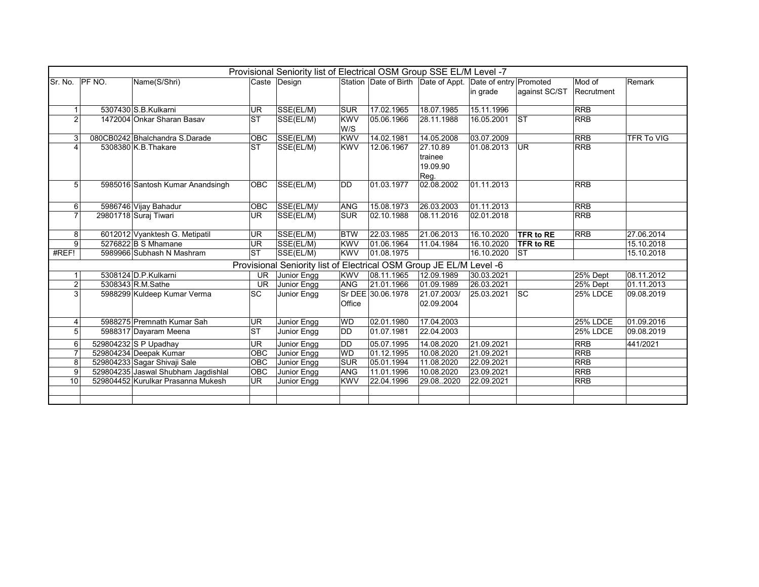| Provisional Seniority list of Electrical OSM Group SSE EL/M Level -7 | | | | | | | | | | | | |
|---|---|---|---|---|---|---|---|---|---|---|---|---|
| Sr. No. | PF NO. | Name(S/Shri) | Caste | Design | Station | Date of Birth | Date of Appt. | Date of entry in grade | Promoted against SC/ST | Mod of Recrutment | Remark |
| 1 | 5307430 | S.B.Kulkarni | UR | SSE(EL/M) | SUR | 17.02.1965 | 18.07.1985 | 15.11.1996 | | RRB | |
| 2 | 1472004 | Onkar Sharan Basav | ST | SSE(EL/M) | KWV W/S | 05.06.1966 | 28.11.1988 | 16.05.2001 | ST | RRB | |
| 3 | 080CB0242 | Bhalchandra S.Darade | OBC | SSE(EL/M) | KWV | 14.02.1981 | 14.05.2008 | 03.07.2009 | | RRB | TFR To VIG |
| 4 | 5308380 | K.B.Thakare | ST | SSE(EL/M) | KWV | 12.06.1967 | 27.10.89 trainee 19.09.90 Reg. | 01.08.2013 | UR | RRB | |
| 5 | 5985016 | Santosh Kumar Anandsingh | OBC | SSE(EL/M) | DD | 01.03.1977 | 02.08.2002 | 01.11.2013 | | RRB | |
| 6 | 5986746 | Vijay Bahadur | OBC | SSE(EL/M)/ | ANG | 15.08.1973 | 26.03.2003 | 01.11.2013 | | RRB | |
| 7 | 29801718 | Suraj Tiwari | UR | SSE(EL/M) | SUR | 02.10.1988 | 08.11.2016 | 02.01.2018 | | RRB | |
| 8 | 6012012 | Vyanktesh G. Metipatil | UR | SSE(EL/M) | BTW | 22.03.1985 | 21.06.2013 | 16.10.2020 | **TFR to RE** | RRB | 27.06.2014 |
| 9 | 5276822 | B S Mhamane | UR | SSE(EL/M) | KWV | 01.06.1964 | 11.04.1984 | 16.10.2020 | **TFR to RE** | | 15.10.2018 |
| #REF! | 5989966 | Subhash N Mashram | ST | SSE(EL/M) | KWV | 01.08.1975 | | 16.10.2020 | ST | | 15.10.2018 |
| Provisional Seniority list of Electrical OSM Group JE EL/M Level -6 | | | | | | | | | | | |
| 1 | 5308124 | D.P.Kulkarni | UR | Junior Engg | KWV | 08.11.1965 | 12.09.1989 | 30.03.2021 | | 25% Dept | 08.11.2012 |
| 2 | 5308343 | R.M.Sathe | UR | Junior Engg | ANG | 21.01.1966 | 01.09.1989 | 26.03.2021 | | 25% Dept | 01.11.2013 |
| 3 | 5988299 | Kuldeep Kumar Verma | SC | Junior Engg | Sr DEE Office | 30.06.1978 | 21.07.2003/ 02.09.2004 | 25.03.2021 | SC | 25% LDCE | 09.08.2019 |
| 4 | 5988275 | Premnath Kumar Sah | UR | Junior Engg | WD | 02.01.1980 | 17.04.2003 | | | 25% LDCE | 01.09.2016 |
| 5 | 5988317 | Dayaram Meena | ST | Junior Engg | DD | 01.07.1981 | 22.04.2003 | | | 25% LDCE | 09.08.2019 |
| 6 | 529804232 | S P Upadhay | UR | Junior Engg | DD | 05.07.1995 | 14.08.2020 | 21.09.2021 | | RRB | 441/2021 |
| 7 | 529804234 | Deepak Kumar | OBC | Junior Engg | WD | 01.12.1995 | 10.08.2020 | 21.09.2021 | | RRB | |
| 8 | 529804233 | Sagar Shivaji Sale | OBC | Junior Engg | SUR | 05.01.1994 | 11.08.2020 | 22.09.2021 | | RRB | |
| 9 | 529804235 | Jaswal Shubham Jagdishlal | OBC | Junior Engg | ANG | 11.01.1996 | 10.08.2020 | 23.09.2021 | | RRB | |
| 10 | 529804452 | Kurulkar Prasanna Mukesh | UR | Junior Engg | KWV | 22.04.1996 | 29.08..2020 | 22.09.2021 | | RRB | |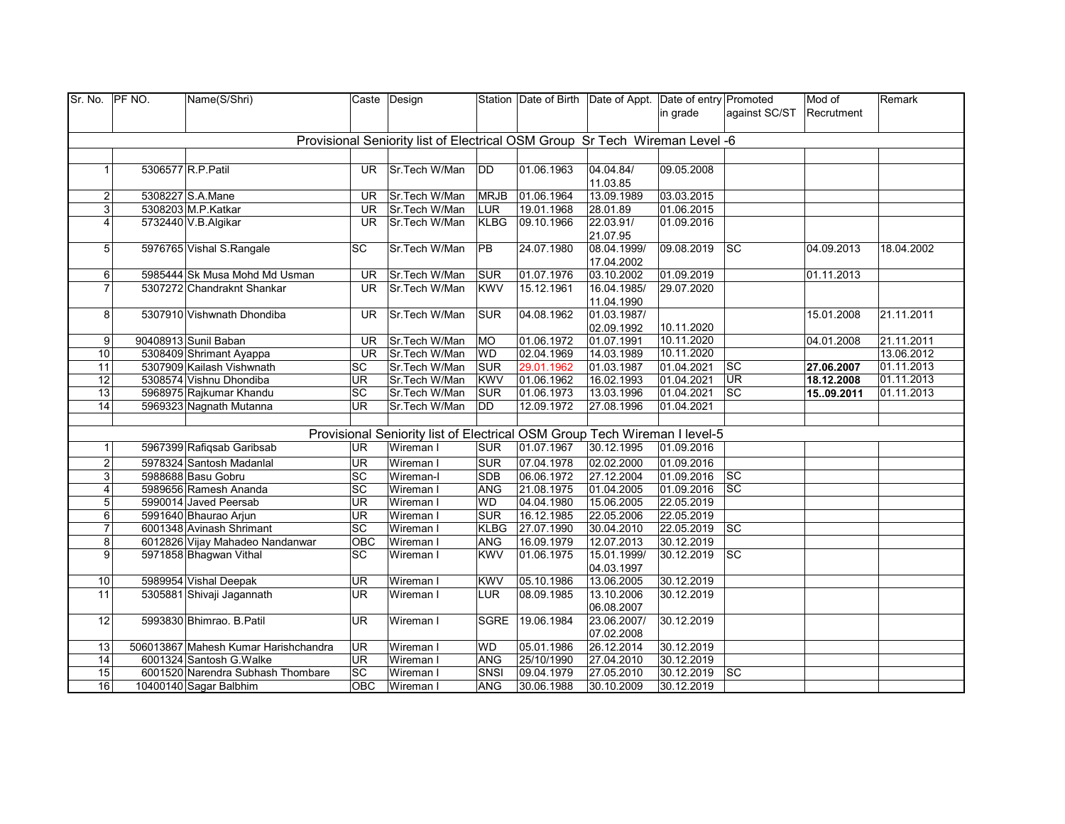| Sr. No. | PF NO. | Name(S/Shri) | Caste | Design | Station | Date of Birth | Date of Appt. | Date of entry in grade | Promoted against SC/ST | Mod of Recrutment | Remark |
|---|---|---|---|---|---|---|---|---|---|---|---|
| | | | | | | **Provisional Seniority list of Electrical OSM Group Sr Tech Wireman Level -6** | | | | | |
| 1 | 5306577 | R.P.Patil | UR | Sr.Tech W/Man | DD | 01.06.1963 | 04.04.84/ 11.03.85 | 09.05.2008 | | | |
| 2 | 5308227 | S.A.Mane | UR | Sr.Tech W/Man | MRJB | 01.06.1964 | 13.09.1989 | 03.03.2015 | | | |
| 3 | 5308203 | M.P.Katkar | UR | Sr.Tech W/Man | LUR | 19.01.1968 | 28.01.89 | 01.06.2015 | | | |
| 4 | 5732440 | V.B.Algikar | UR | Sr.Tech W/Man | KLBG | 09.10.1966 | 22.03.91/ 21.07.95 | 01.09.2016 | | | |
| 5 | 5976765 | Vishal S.Rangale | SC | Sr.Tech W/Man | PB | 24.07.1980 | 08.04.1999/ 17.04.2002 | 09.08.2019 | SC | 04.09.2013 | 18.04.2002 |
| 6 | 5985444 | Sk Musa Mohd Md Usman | UR | Sr.Tech W/Man | SUR | 01.07.1976 | 03.10.2002 | 01.09.2019 | | 01.11.2013 | |
| 7 | 5307272 | Chandraknt Shankar | UR | Sr.Tech W/Man | KWV | 15.12.1961 | 16.04.1985/ 11.04.1990 | 29.07.2020 | | | |
| 8 | 5307910 | Vishwnath Dhondiba | UR | Sr.Tech W/Man | SUR | 04.08.1962 | 01.03.1987/ 02.09.1992 | 10.11.2020 | | 15.01.2008 | 21.11.2011 |
| 9 | 90408913 | Sunil Baban | UR | Sr.Tech W/Man | MO | 01.06.1972 | 01.07.1991 | 10.11.2020 | | 04.01.2008 | 21.11.2011 |
| 10 | 5308409 | Shrimant Ayappa | UR | Sr.Tech W/Man | WD | 02.04.1969 | 14.03.1989 | 10.11.2020 | | | 13.06.2012 |
| 11 | 5307909 | Kailash Vishwnath | SC | Sr.Tech W/Man | SUR | 29.01.1962 | 01.03.1987 | 01.04.2021 | SC | **27.06.2007** | 01.11.2013 |
| 12 | 5308574 | Vishnu Dhondiba | UR | Sr.Tech W/Man | KWV | 01.06.1962 | 16.02.1993 | 01.04.2021 | UR | **18.12.2008** | 01.11.2013 |
| 13 | 5968975 | Rajkumar Khandu | SC | Sr.Tech W/Man | SUR | 01.06.1973 | 13.03.1996 | 01.04.2021 | SC | **15..09.2011** | 01.11.2013 |
| 14 | 5969323 | Nagnath Mutanna | UR | Sr.Tech W/Man | DD | 12.09.1972 | 27.08.1996 | 01.04.2021 | | | |
| | | | | | | **Provisional Seniority list of Electrical OSM Group Tech Wireman I level-5** | | | | | |
| 1 | 5967399 | Rafiqsab Garibsab | UR | Wireman I | SUR | 01.07.1967 | 30.12.1995 | 01.09.2016 | | | |
| 2 | 5978324 | Santosh Madanlal | UR | Wireman I | SUR | 07.04.1978 | 02.02.2000 | 01.09.2016 | | | |
| 3 | 5988688 | Basu Gobru | SC | Wireman-I | SDB | 06.06.1972 | 27.12.2004 | 01.09.2016 | SC | | |
| 4 | 5989656 | Ramesh Ananda | SC | Wireman I | ANG | 21.08.1975 | 01.04.2005 | 01.09.2016 | SC | | |
| 5 | 5990014 | Javed Peersab | UR | Wireman I | WD | 04.04.1980 | 15.06.2005 | 22.05.2019 | | | |
| 6 | 5991640 | Bhaurao Arjun | UR | Wireman I | SUR | 16.12.1985 | 22.05.2006 | 22.05.2019 | | | |
| 7 | 6001348 | Avinash Shrimant | SC | Wireman I | KLBG | 27.07.1990 | 30.04.2010 | 22.05.2019 | SC | | |
| 8 | 6012826 | Vijay Mahadeo Nandanwar | OBC | Wireman I | ANG | 16.09.1979 | 12.07.2013 | 30.12.2019 | | | |
| 9 | 5971858 | Bhagwan Vithal | SC | Wireman I | KWV | 01.06.1975 | 15.01.1999/ 04.03.1997 | 30.12.2019 | SC | | |
| 10 | 5989954 | Vishal Deepak | UR | Wireman I | KWV | 05.10.1986 | 13.06.2005 | 30.12.2019 | | | |
| 11 | 5305881 | Shivaji Jagannath | UR | Wireman I | LUR | 08.09.1985 | 13.10.2006 06.08.2007 | 30.12.2019 | | | |
| 12 | 5993830 | Bhimrao. B.Patil | UR | Wireman I | SGRE | 19.06.1984 | 23.06.2007/ 07.02.2008 | 30.12.2019 | | | |
| 13 | 506013867 | Mahesh Kumar Harishchandra | UR | Wireman I | WD | 05.01.1986 | 26.12.2014 | 30.12.2019 | | | |
| 14 | 6001324 | Santosh G.Walke | UR | Wireman I | ANG | 25/10/1990 | 27.04.2010 | 30.12.2019 | | | |
| 15 | 6001520 | Narendra Subhash Thombare | SC | Wireman I | SNSI | 09.04.1979 | 27.05.2010 | 30.12.2019 | SC | | |
| 16 | 10400140 | Sagar Balbhim | OBC | Wireman I | ANG | 30.06.1988 | 30.10.2009 | 30.12.2019 | | | |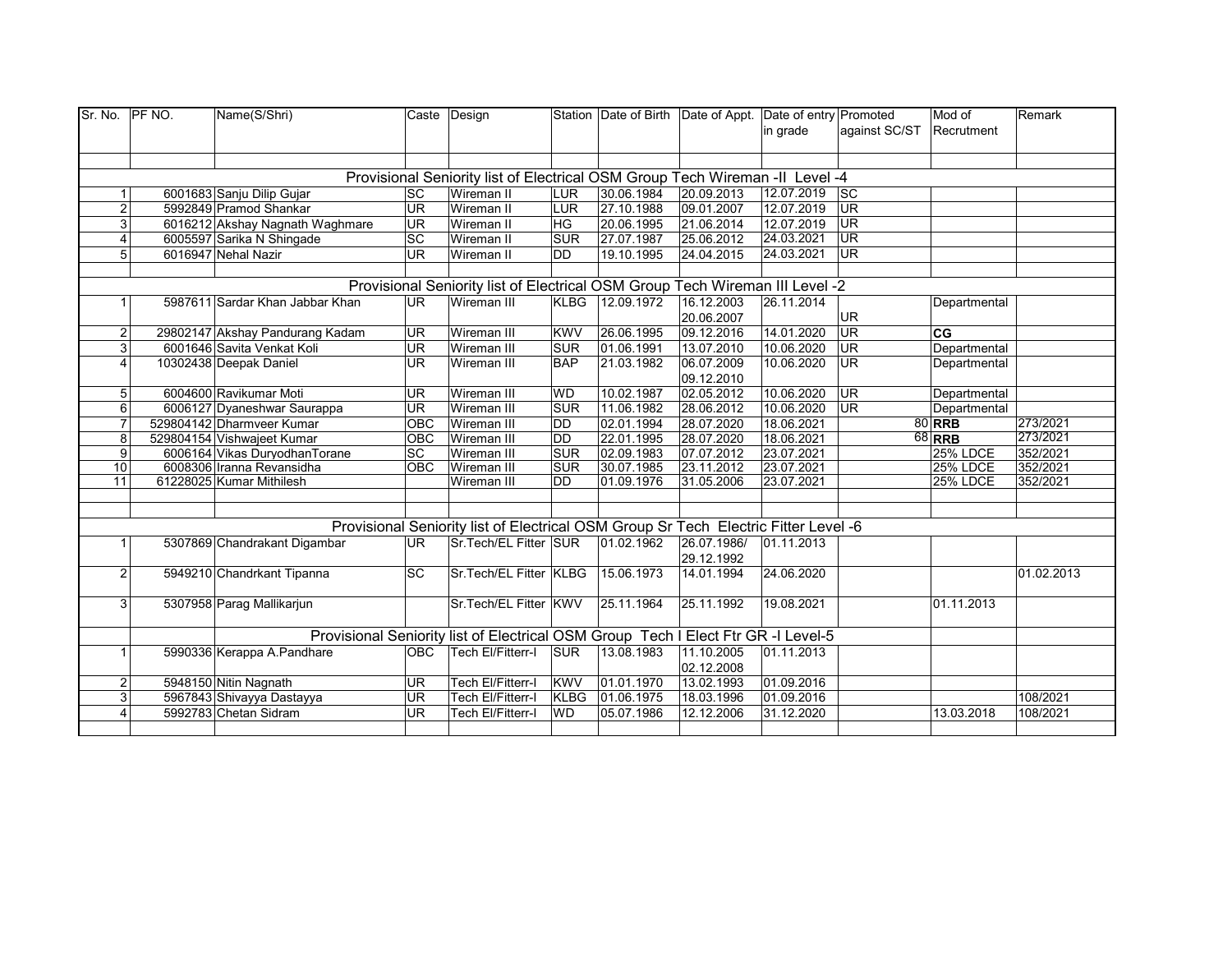| Sr. No. | PF NO. | Name(S/Shri) | Caste | Design | Station | Date of Birth | Date of Appt. | Date of entry in grade | Promoted against SC/ST | Mod of Recrutment | Remark |
|---|---|---|---|---|---|---|---|---|---|---|---|
| | | | | | | | | | | | |
| **Provisional Seniority list of Electrical OSM Group Tech Wireman -II Level -4** | | | | | | | | | | | |
| 1 | 6001683 | Sanju Dilip Gujar | SC | Wireman II | LUR | 30.06.1984 | 20.09.2013 | 12.07.2019 | SC | | |
| 2 | 5992849 | Pramod Shankar | UR | Wireman II | LUR | 27.10.1988 | 09.01.2007 | 12.07.2019 | UR | | |
| 3 | 6016212 | Akshay Nagnath Waghmare | UR | Wireman II | HG | 20.06.1995 | 21.06.2014 | 12.07.2019 | UR | | |
| 4 | 6005597 | Sarika N Shingade | SC | Wireman II | SUR | 27.07.1987 | 25.06.2012 | 24.03.2021 | UR | | |
| 5 | 6016947 | Nehal Nazir | UR | Wireman II | DD | 19.10.1995 | 24.04.2015 | 24.03.2021 | UR | | |
| | | | | | | | | | | | |
| **Provisional Seniority list of Electrical OSM Group Tech Wireman III Level -2** | | | | | | | | | | | |
| 1 | 5987611 | Sardar Khan Jabbar Khan | UR | Wireman III | KLBG | 12.09.1972 | 16.12.2003 20.06.2007 | 26.11.2014 | UR | Departmental | |
| 2 | 29802147 | Akshay Pandurang Kadam | UR | Wireman III | KWV | 26.06.1995 | 09.12.2016 | 14.01.2020 | UR | **CG** | |
| 3 | 6001646 | Savita Venkat Koli | UR | Wireman III | SUR | 01.06.1991 | 13.07.2010 | 10.06.2020 | UR | Departmental | |
| 4 | 10302438 | Deepak Daniel | UR | Wireman III | BAP | 21.03.1982 | 06.07.2009 09.12.2010 | 10.06.2020 | UR | Departmental | |
| 5 | 6004600 | Ravikumar Moti | UR | Wireman III | WD | 10.02.1987 | 02.05.2012 | 10.06.2020 | UR | Departmental | |
| 6 | 6006127 | Dyaneshwar Saurappa | UR | Wireman III | SUR | 11.06.1982 | 28.06.2012 | 10.06.2020 | UR | Departmental | |
| 7 | 529804142 | Dharmveer Kumar | OBC | Wireman III | DD | 02.01.1994 | 28.07.2020 | 18.06.2021 | 80 | **RRB** | 273/2021 |
| 8 | 529804154 | Vishwajeet Kumar | OBC | Wireman III | DD | 22.01.1995 | 28.07.2020 | 18.06.2021 | 68 | **RRB** | 273/2021 |
| 9 | 6006164 | Vikas DuryodhanTorane | SC | Wireman III | SUR | 02.09.1983 | 07.07.2012 | 23.07.2021 | | 25% LDCE | 352/2021 |
| 10 | 6008306 | Iranna Revansidha | OBC | Wireman III | SUR | 30.07.1985 | 23.11.2012 | 23.07.2021 | | 25% LDCE | 352/2021 |
| 11 | 61228025 | Kumar Mithilesh | | Wireman III | DD | 01.09.1976 | 31.05.2006 | 23.07.2021 | | 25% LDCE | 352/2021 |
| | | | | | | | | | | | |
| | | | | | | | | | | | |
| **Provisional Seniority list of Electrical OSM Group Sr Tech Electric Fitter Level -6** | | | | | | | | | | | |
| 1 | 5307869 | Chandrakant Digambar | UR | Sr.Tech/EL Fitter | SUR | 01.02.1962 | 26.07.1986/ 29.12.1992 | 01.11.2013 | | | |
| 2 | 5949210 | Chandrkant Tipanna | SC | Sr.Tech/EL Fitter | KLBG | 15.06.1973 | 14.01.1994 | 24.06.2020 | | | 01.02.2013 |
| 3 | 5307958 | Parag Mallikarjun | | Sr.Tech/EL Fitter | KWV | 25.11.1964 | 25.11.1992 | 19.08.2021 | | 01.11.2013 | |
| **Provisional Seniority list of Electrical OSM Group Tech I Elect Ftr GR -I Level-5** | | | | | | | | | | | |
| 1 | 5990336 | Kerappa A.Pandhare | OBC | Tech El/Fitterr-I | SUR | 13.08.1983 | 11.10.2005 02.12.2008 | 01.11.2013 | | | |
| 2 | 5948150 | Nitin Nagnath | UR | Tech El/Fitterr-I | KWV | 01.01.1970 | 13.02.1993 | 01.09.2016 | | | |
| 3 | 5967843 | Shivayya Dastayya | UR | Tech El/Fitterr-I | KLBG | 01.06.1975 | 18.03.1996 | 01.09.2016 | | | 108/2021 |
| 4 | 5992783 | Chetan Sidram | UR | Tech El/Fitterr-I | WD | 05.07.1986 | 12.12.2006 | 31.12.2020 | | 13.03.2018 | 108/2021 |
| | | | | | | | | | | | |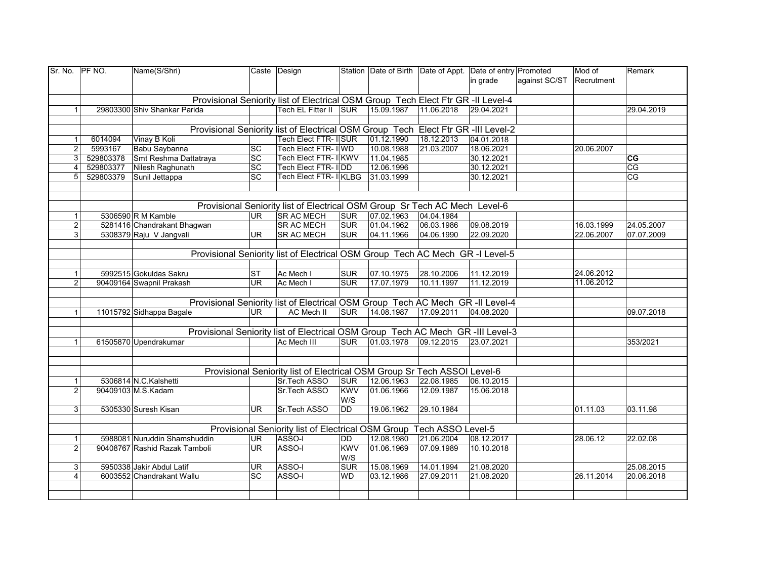| Sr. No. | PF NO. | Name(S/Shri) | Caste | Design | Station | Date of Birth | Date of Appt. | Date of entry in grade | Promoted against SC/ST | Mod of Recrutment | Remark |
|---|---|---|---|---|---|---|---|---|---|---|---|
| | | Provisional Seniority list of Electrical OSM Group Tech Elect Ftr GR -II Level-4 | | | | | | | | | |
| 1 | 29803300 | Shiv Shankar Parida | | Tech EL Fitter II | SUR | 15.09.1987 | 11.06.2018 | 29.04.2021 | | | 29.04.2019 |
| | | | | | | | | | | | |
| | | Provisional Seniority list of Electrical OSM Group Tech Elect Ftr GR -III Level-2 | | | | | | | | | |
| 1 | 6014094 | Vinay B Koli | | Tech Elect FTR- I | SUR | 01.12.1990 | 18.12.2013 | 04.01.2018 | | | |
| 2 | 5993167 | Babu Saybanna | SC | Tech Elect FTR- I | WD | 10.08.1988 | 21.03.2007 | 18.06.2021 | | 20.06.2007 | |
| 3 | 529803378 | Smt Reshma Dattatraya | SC | Tech Elect FTR- I | KWV | 11.04.1985 | | 30.12.2021 | | | **CG** |
| 4 | 529803377 | Nilesh Raghunath | SC | Tech Elect FTR- I | DD | 12.06.1996 | | 30.12.2021 | | | CG |
| 5 | 529803379 | Sunil Jettappa | SC | Tech Elect FTR- I | KLBG | 31.03.1999 | | 30.12.2021 | | | CG |
| | | | | | | | | | | | |
| | | | | | | | | | | | |
| | | Provisional Seniority list of Electrical OSM Group Sr Tech AC Mech Level-6 | | | | | | | | | |
| 1 | 5306590 | R M Kamble | UR | SR AC MECH | SUR | 07.02.1963 | 04.04.1984 | | | | |
| 2 | 5281416 | Chandrakant Bhagwan | | SR AC MECH | SUR | 01.04.1962 | 06.03.1986 | 09.08.2019 | | 16.03.1999 | 24.05.2007 |
| 3 | 5308379 | Raju V Jangvali | UR | SR AC MECH | SUR | 04.11.1966 | 04.06.1990 | 22.09.2020 | | 22.06.2007 | 07.07.2009 |
| | | | | | | | | | | | |
| | | Provisional Seniority list of Electrical OSM Group Tech AC Mech GR -I Level-5 | | | | | | | | | |
| | | | | | | | | | | | |
| 1 | 5992515 | Gokuldas Sakru | ST | Ac Mech I | SUR | 07.10.1975 | 28.10.2006 | 11.12.2019 | | 24.06.2012 | |
| 2 | 90409164 | Swapnil Prakash | UR | Ac Mech I | SUR | 17.07.1979 | 10.11.1997 | 11.12.2019 | | 11.06.2012 | |
| | | | | | | | | | | | |
| | | Provisional Seniority list of Electrical OSM Group Tech AC Mech GR -II Level-4 | | | | | | | | | |
| 1 | 11015792 | Sidhappa Bagale | UR | AC Mech II | SUR | 14.08.1987 | 17.09.2011 | 04.08.2020 | | | 09.07.2018 |
| | | | | | | | | | | | |
| | | Provisional Seniority list of Electrical OSM Group Tech AC Mech GR -III Level-3 | | | | | | | | | |
| 1 | 61505870 | Upendrakumar | | Ac Mech III | SUR | 01.03.1978 | 09.12.2015 | 23.07.2021 | | | 353/2021 |
| | | | | | | | | | | | |
| | | | | | | | | | | | |
| | | Provisional Seniority list of Electrical OSM Group Sr Tech ASSOI Level-6 | | | | | | | | | |
| 1 | 5306814 | N.C.Kalshetti | | Sr.Tech ASSO | SUR | 12.06.1963 | 22.08.1985 | 06.10.2015 | | | |
| 2 | 90409103 | M.S.Kadam | | Sr.Tech ASSO | KWV W/S | 01.06.1966 | 12.09.1987 | 15.06.2018 | | | |
| 3 | 5305330 | Suresh Kisan | UR | Sr.Tech ASSO | DD | 19.06.1962 | 29.10.1984 | | | 01.11.03 | 03.11.98 |
| | | | | | | | | | | | |
| | | Provisional Seniority list of Electrical OSM Group Tech ASSO Level-5 | | | | | | | | | |
| 1 | 5988081 | Nuruddin Shamshuddin | UR | ASSO-I | DD | 12.08.1980 | 21.06.2004 | 08.12.2017 | | 28.06.12 | 22.02.08 |
| 2 | 90408767 | Rashid Razak Tamboli | UR | ASSO-I | KWV W/S | 01.06.1969 | 07.09.1989 | 10.10.2018 | | | |
| 3 | 5950338 | Jakir Abdul Latif | UR | ASSO-I | SUR | 15.08.1969 | 14.01.1994 | 21.08.2020 | | | 25.08.2015 |
| 4 | 6003552 | Chandrakant Wallu | SC | ASSO-I | WD | 03.12.1986 | 27.09.2011 | 21.08.2020 | | 26.11.2014 | 20.06.2018 |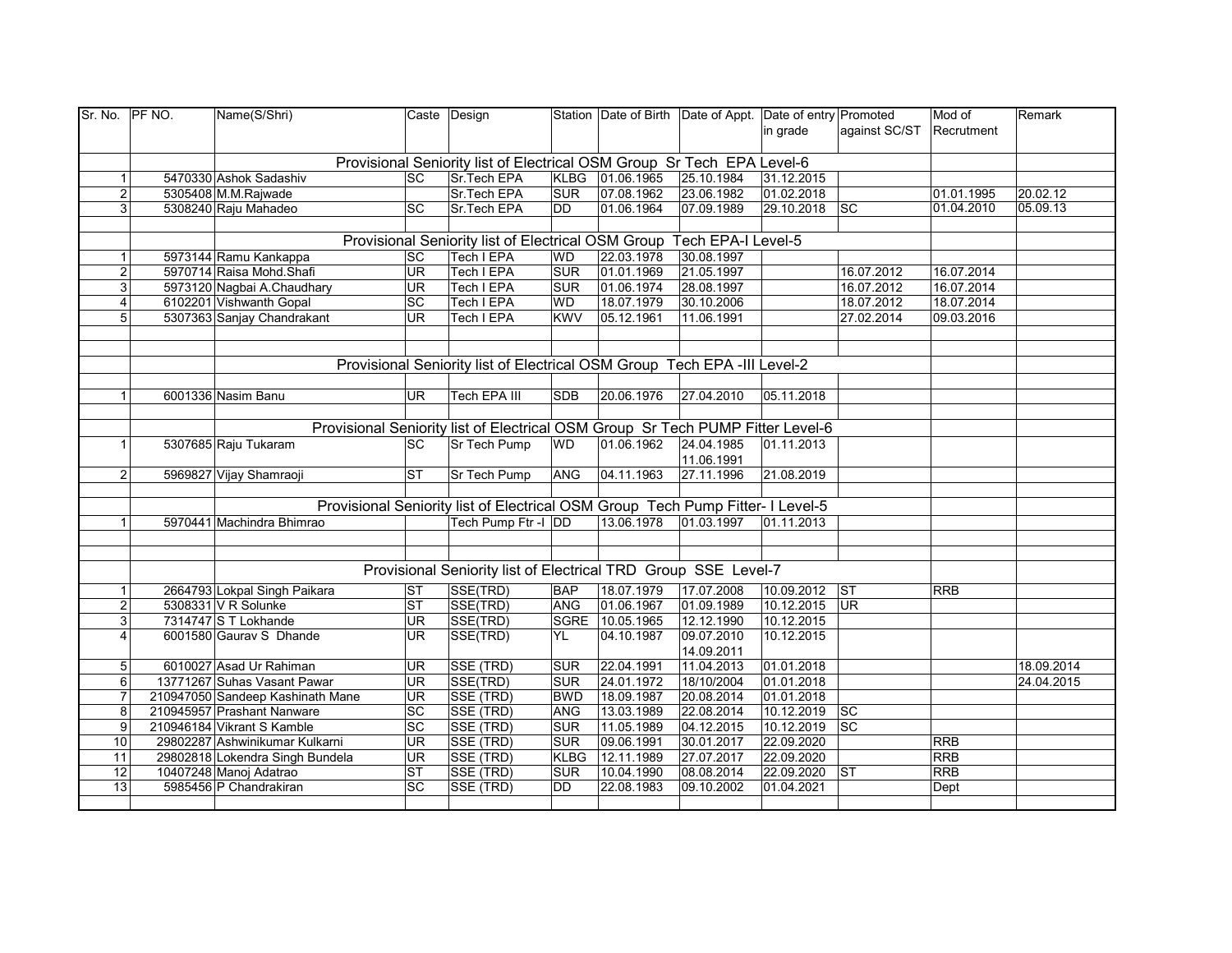| Sr. No. | PF NO. | Name(S/Shri) | Caste | Design | Station | Date of Birth | Date of Appt. | Date of entry in grade | Promoted against SC/ST | Mod of Recrutment | Remark |
|---|---|---|---|---|---|---|---|---|---|---|---|
| | | Provisional Seniority list of Electrical OSM Group Sr Tech EPA Level-6 | | | | | | | | | |
| 1 | 5470330 | Ashok Sadashiv | SC | Sr.Tech EPA | KLBG | 01.06.1965 | 25.10.1984 | 31.12.2015 | | | |
| 2 | 5305408 | M.M.Rajwade | | Sr.Tech EPA | SUR | 07.08.1962 | 23.06.1982 | 01.02.2018 | | 01.01.1995 | 20.02.12 |
| 3 | 5308240 | Raju Mahadeo | SC | Sr.Tech EPA | DD | 01.06.1964 | 07.09.1989 | 29.10.2018 | SC | 01.04.2010 | 05.09.13 |
| | | Provisional Seniority list of Electrical OSM Group Tech EPA-I Level-5 | | | | | | | | | |
| 1 | 5973144 | Ramu Kankappa | SC | Tech I EPA | WD | 22.03.1978 | 30.08.1997 | | | | |
| 2 | 5970714 | Raisa Mohd.Shafi | UR | Tech I EPA | SUR | 01.01.1969 | 21.05.1997 | | 16.07.2012 | 16.07.2014 | |
| 3 | 5973120 | Nagbai A.Chaudhary | UR | Tech I EPA | SUR | 01.06.1974 | 28.08.1997 | | 16.07.2012 | 16.07.2014 | |
| 4 | 6102201 | Vishwanth Gopal | SC | Tech I EPA | WD | 18.07.1979 | 30.10.2006 | | 18.07.2012 | 18.07.2014 | |
| 5 | 5307363 | Sanjay Chandrakant | UR | Tech I EPA | KWV | 05.12.1961 | 11.06.1991 | | 27.02.2014 | 09.03.2016 | |
| | | Provisional Seniority list of Electrical OSM Group Tech EPA -III Level-2 | | | | | | | | | |
| 1 | 6001336 | Nasim Banu | UR | Tech EPA III | SDB | 20.06.1976 | 27.04.2010 | 05.11.2018 | | | |
| | | Provisional Seniority list of Electrical OSM Group Sr Tech PUMP Fitter Level-6 | | | | | | | | | |
| 1 | 5307685 | Raju Tukaram | SC | Sr Tech Pump | WD | 01.06.1962 | 24.04.1985 11.06.1991 | 01.11.2013 | | | |
| 2 | 5969827 | Vijay Shamraoji | ST | Sr Tech Pump | ANG | 04.11.1963 | 27.11.1996 | 21.08.2019 | | | |
| | | Provisional Seniority list of Electrical OSM Group Tech Pump Fitter- I Level-5 | | | | | | | | | |
| 1 | 5970441 | Machindra Bhimrao | | Tech Pump Ftr -I | DD | 13.06.1978 | 01.03.1997 | 01.11.2013 | | | |
| | | Provisional Seniority list of Electrical TRD Group SSE Level-7 | | | | | | | | | |
| 1 | 2664793 | Lokpal Singh Paikara | ST | SSE(TRD) | BAP | 18.07.1979 | 17.07.2008 | 10.09.2012 | ST | RRB | |
| 2 | 5308331 | V R Solunke | ST | SSE(TRD) | ANG | 01.06.1967 | 01.09.1989 | 10.12.2015 | UR | | |
| 3 | 7314747 | S T Lokhande | UR | SSE(TRD) | SGRE | 10.05.1965 | 12.12.1990 | 10.12.2015 | | | |
| 4 | 6001580 | Gaurav S Dhande | UR | SSE(TRD) | YL | 04.10.1987 | 09.07.2010 14.09.2011 | 10.12.2015 | | | |
| 5 | 6010027 | Asad Ur Rahiman | UR | SSE (TRD) | SUR | 22.04.1991 | 11.04.2013 | 01.01.2018 | | | 18.09.2014 |
| 6 | 13771267 | Suhas Vasant Pawar | UR | SSE(TRD) | SUR | 24.01.1972 | 18/10/2004 | 01.01.2018 | | | 24.04.2015 |
| 7 | 210947050 | Sandeep Kashinath Mane | UR | SSE (TRD) | BWD | 18.09.1987 | 20.08.2014 | 01.01.2018 | | | |
| 8 | 210945957 | Prashant Nanware | SC | SSE (TRD) | ANG | 13.03.1989 | 22.08.2014 | 10.12.2019 | SC | | |
| 9 | 210946184 | Vikrant S Kamble | SC | SSE (TRD) | SUR | 11.05.1989 | 04.12.2015 | 10.12.2019 | SC | | |
| 10 | 29802287 | Ashwinikumar Kulkarni | UR | SSE (TRD) | SUR | 09.06.1991 | 30.01.2017 | 22.09.2020 | | RRB | |
| 11 | 29802818 | Lokendra Singh Bundela | UR | SSE (TRD) | KLBG | 12.11.1989 | 27.07.2017 | 22.09.2020 | | RRB | |
| 12 | 10407248 | Manoj Adatrao | ST | SSE (TRD) | SUR | 10.04.1990 | 08.08.2014 | 22.09.2020 | ST | RRB | |
| 13 | 5985456 | P Chandrakiran | SC | SSE (TRD) | DD | 22.08.1983 | 09.10.2002 | 01.04.2021 | | Dept | |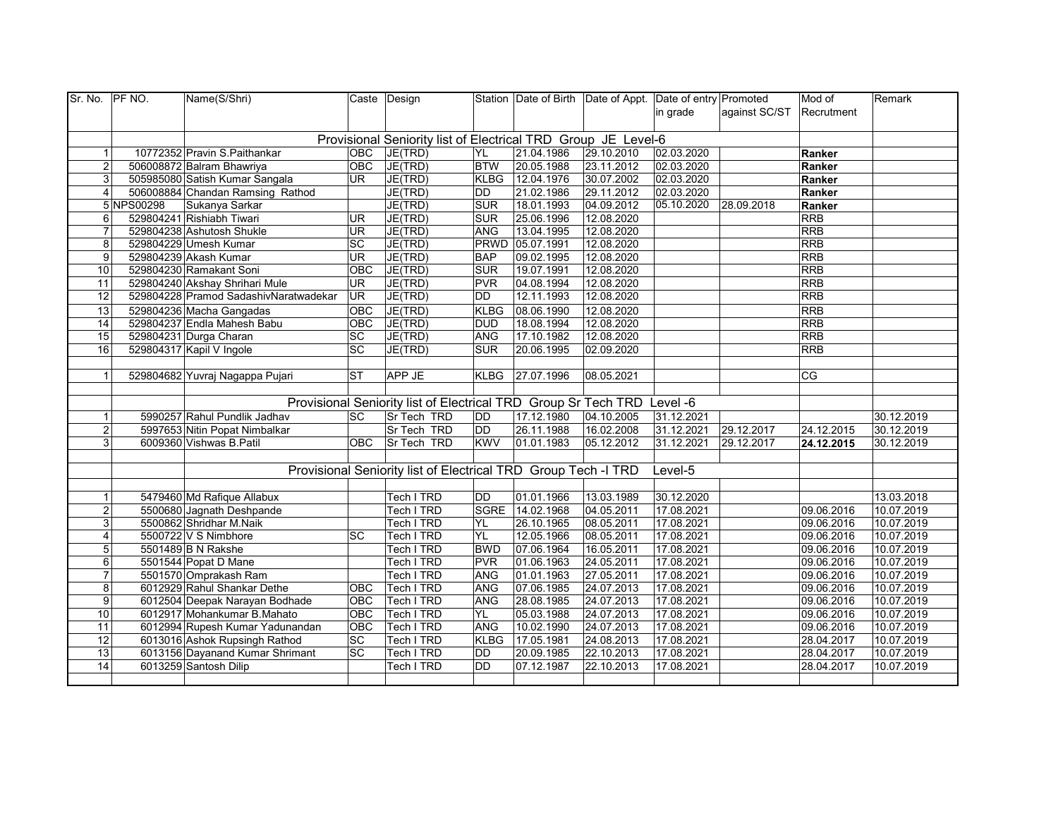| Sr. No. | PF NO. | Name(S/Shri) | Caste | Design | Station | Date of Birth | Date of Appt. | Date of entry in grade | Promoted against SC/ST | Mod of Recrutment | Remark |
|---|---|---|---|---|---|---|---|---|---|---|---|
| | | Provisional Seniority list of Electrical TRD Group JE Level-6 | | | | | | | | | |
| 1 | 10772352 | Pravin S.Paithankar | OBC | JE(TRD) | YL | 21.04.1986 | 29.10.2010 | 02.03.2020 | | **Ranker** | |
| 2 | 506008872 | Balram Bhawriya | OBC | JE(TRD) | BTW | 20.05.1988 | 23.11.2012 | 02.03.2020 | | **Ranker** | |
| 3 | 505985080 | Satish Kumar Sangala | UR | JE(TRD) | KLBG | 12.04.1976 | 30.07.2002 | 02.03.2020 | | **Ranker** | |
| 4 | 506008884 | Chandan Ramsing Rathod | | JE(TRD) | DD | 21.02.1986 | 29.11.2012 | 02.03.2020 | | **Ranker** | |
| 5 | NPS00298 | Sukanya Sarkar | | JE(TRD) | SUR | 18.01.1993 | 04.09.2012 | 05.10.2020 | 28.09.2018 | **Ranker** | |
| 6 | 529804241 | Rishiabh Tiwari | UR | JE(TRD) | SUR | 25.06.1996 | 12.08.2020 | | | RRB | |
| 7 | 529804238 | Ashutosh Shukle | UR | JE(TRD) | ANG | 13.04.1995 | 12.08.2020 | | | RRB | |
| 8 | 529804229 | Umesh Kumar | SC | JE(TRD) | PRWD | 05.07.1991 | 12.08.2020 | | | RRB | |
| 9 | 529804239 | Akash Kumar | UR | JE(TRD) | BAP | 09.02.1995 | 12.08.2020 | | | RRB | |
| 10 | 529804230 | Ramakant Soni | OBC | JE(TRD) | SUR | 19.07.1991 | 12.08.2020 | | | RRB | |
| 11 | 529804240 | Akshay Shrihari Mule | UR | JE(TRD) | PVR | 04.08.1994 | 12.08.2020 | | | RRB | |
| 12 | 529804228 | Pramod SadashivNaratwadekar | UR | JE(TRD) | DD | 12.11.1993 | 12.08.2020 | | | RRB | |
| 13 | 529804236 | Macha Gangadas | OBC | JE(TRD) | KLBG | 08.06.1990 | 12.08.2020 | | | RRB | |
| 14 | 529804237 | Endla Mahesh Babu | OBC | JE(TRD) | DUD | 18.08.1994 | 12.08.2020 | | | RRB | |
| 15 | 529804231 | Durga Charan | SC | JE(TRD) | ANG | 17.10.1982 | 12.08.2020 | | | RRB | |
| 16 | 529804317 | Kapil V Ingole | SC | JE(TRD) | SUR | 20.06.1995 | 02.09.2020 | | | RRB | |
| | | | | | | | | | | | |
| 1 | 529804682 | Yuvraj Nagappa Pujari | ST | APP JE | KLBG | 27.07.1996 | 08.05.2021 | | | CG | |
| | | | | | | | | | | | |
| | | Provisional Seniority list of Electrical TRD Group Sr Tech TRD Level -6 | | | | | | | | | |
| 1 | 5990257 | Rahul Pundlik Jadhav | SC | Sr Tech TRD | DD | 17.12.1980 | 04.10.2005 | 31.12.2021 | | | 30.12.2019 |
| 2 | 5997653 | Nitin Popat Nimbalkar | | Sr Tech TRD | DD | 26.11.1988 | 16.02.2008 | 31.12.2021 | 29.12.2017 | 24.12.2015 | 30.12.2019 |
| 3 | 6009360 | Vishwas B.Patil | OBC | Sr Tech TRD | KWV | 01.01.1983 | 05.12.2012 | 31.12.2021 | 29.12.2017 | **24.12.2015** | 30.12.2019 |
| | | | | | | | | | | | |
| | | Provisional Seniority list of Electrical TRD Group Tech -I TRD Level-5 | | | | | | | | | |
| | | | | | | | | | | | |
| 1 | 5479460 | Md Rafique Allabux | | Tech I TRD | DD | 01.01.1966 | 13.03.1989 | 30.12.2020 | | | 13.03.2018 |
| 2 | 5500680 | Jagnath Deshpande | | Tech I TRD | SGRE | 14.02.1968 | 04.05.2011 | 17.08.2021 | | 09.06.2016 | 10.07.2019 |
| 3 | 5500862 | Shridhar M.Naik | | Tech I TRD | YL | 26.10.1965 | 08.05.2011 | 17.08.2021 | | 09.06.2016 | 10.07.2019 |
| 4 | 5500722 | V S Nimbhore | SC | Tech I TRD | YL | 12.05.1966 | 08.05.2011 | 17.08.2021 | | 09.06.2016 | 10.07.2019 |
| 5 | 5501489 | B N Rakshe | | Tech I TRD | BWD | 07.06.1964 | 16.05.2011 | 17.08.2021 | | 09.06.2016 | 10.07.2019 |
| 6 | 5501544 | Popat D Mane | | Tech I TRD | PVR | 01.06.1963 | 24.05.2011 | 17.08.2021 | | 09.06.2016 | 10.07.2019 |
| 7 | 5501570 | Omprakash Ram | | Tech I TRD | ANG | 01.01.1963 | 27.05.2011 | 17.08.2021 | | 09.06.2016 | 10.07.2019 |
| 8 | 6012929 | Rahul Shankar Dethe | OBC | Tech I TRD | ANG | 07.06.1985 | 24.07.2013 | 17.08.2021 | | 09.06.2016 | 10.07.2019 |
| 9 | 6012504 | Deepak Narayan Bodhade | OBC | Tech I TRD | ANG | 28.08.1985 | 24.07.2013 | 17.08.2021 | | 09.06.2016 | 10.07.2019 |
| 10 | 6012917 | Mohankumar B.Mahato | OBC | Tech I TRD | YL | 05.03.1988 | 24.07.2013 | 17.08.2021 | | 09.06.2016 | 10.07.2019 |
| 11 | 6012994 | Rupesh Kumar Yadunandan | OBC | Tech I TRD | ANG | 10.02.1990 | 24.07.2013 | 17.08.2021 | | 09.06.2016 | 10.07.2019 |
| 12 | 6013016 | Ashok Rupsingh Rathod | SC | Tech I TRD | KLBG | 17.05.1981 | 24.08.2013 | 17.08.2021 | | 28.04.2017 | 10.07.2019 |
| 13 | 6013156 | Dayanand Kumar Shrimant | SC | Tech I TRD | DD | 20.09.1985 | 22.10.2013 | 17.08.2021 | | 28.04.2017 | 10.07.2019 |
| 14 | 6013259 | Santosh Dilip | | Tech I TRD | DD | 07.12.1987 | 22.10.2013 | 17.08.2021 | | 28.04.2017 | 10.07.2019 |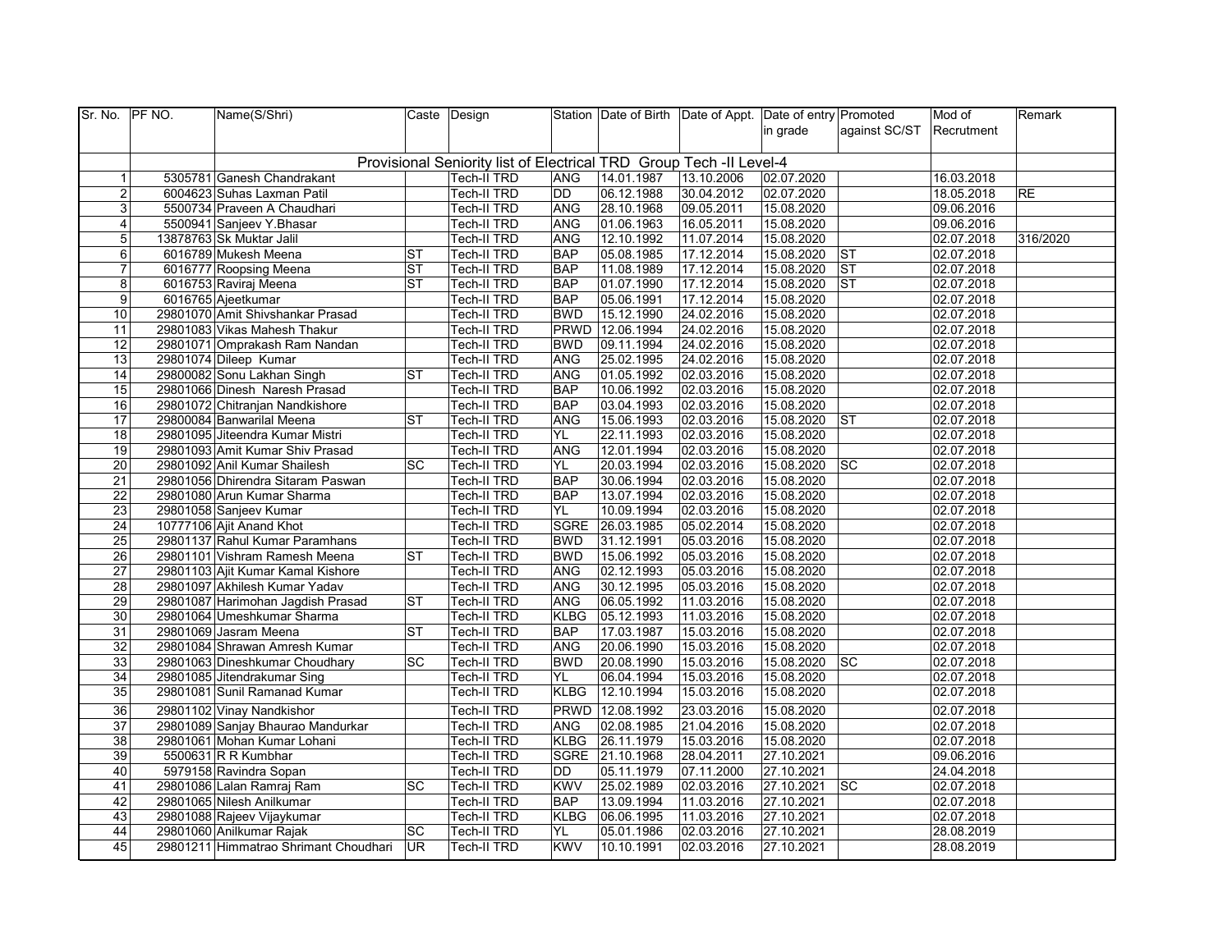| Sr. No. | PF NO. | Name(S/Shri) | Caste | Design | Station | Date of Birth | Date of Appt. | Date of entry in grade | Promoted against SC/ST | Mod of Recrutment | Remark |
|---|---|---|---|---|---|---|---|---|---|---|---|
| | | Provisional Seniority list of Electrical TRD Group Tech -II Level-4 | | | | | | | | | |
| 1 | 5305781 | Ganesh Chandrakant | | Tech-II TRD | ANG | 14.01.1987 | 13.10.2006 | 02.07.2020 | | 16.03.2018 | |
| 2 | 6004623 | Suhas Laxman Patil | | Tech-II TRD | DD | 06.12.1988 | 30.04.2012 | 02.07.2020 | | 18.05.2018 | RE |
| 3 | 5500734 | Praveen A Chaudhari | | Tech-II TRD | ANG | 28.10.1968 | 09.05.2011 | 15.08.2020 | | 09.06.2016 | |
| 4 | 5500941 | Sanjeev Y.Bhasar | | Tech-II TRD | ANG | 01.06.1963 | 16.05.2011 | 15.08.2020 | | 09.06.2016 | |
| 5 | 13878763 | Sk Muktar Jalil | | Tech-II TRD | ANG | 12.10.1992 | 11.07.2014 | 15.08.2020 | | 02.07.2018 | 316/2020 |
| 6 | 6016789 | Mukesh Meena | ST | Tech-II TRD | BAP | 05.08.1985 | 17.12.2014 | 15.08.2020 | ST | 02.07.2018 | |
| 7 | 6016777 | Roopsing Meena | ST | Tech-II TRD | BAP | 11.08.1989 | 17.12.2014 | 15.08.2020 | ST | 02.07.2018 | |
| 8 | 6016753 | Raviraj Meena | ST | Tech-II TRD | BAP | 01.07.1990 | 17.12.2014 | 15.08.2020 | ST | 02.07.2018 | |
| 9 | 6016765 | Ajeetkumar | | Tech-II TRD | BAP | 05.06.1991 | 17.12.2014 | 15.08.2020 | | 02.07.2018 | |
| 10 | 29801070 | Amit Shivshankar Prasad | | Tech-II TRD | BWD | 15.12.1990 | 24.02.2016 | 15.08.2020 | | 02.07.2018 | |
| 11 | 29801083 | Vikas Mahesh Thakur | | Tech-II TRD | PRWD | 12.06.1994 | 24.02.2016 | 15.08.2020 | | 02.07.2018 | |
| 12 | 29801071 | Omprakash Ram Nandan | | Tech-II TRD | BWD | 09.11.1994 | 24.02.2016 | 15.08.2020 | | 02.07.2018 | |
| 13 | 29801074 | Dileep Kumar | | Tech-II TRD | ANG | 25.02.1995 | 24.02.2016 | 15.08.2020 | | 02.07.2018 | |
| 14 | 29800082 | Sonu Lakhan Singh | ST | Tech-II TRD | ANG | 01.05.1992 | 02.03.2016 | 15.08.2020 | | 02.07.2018 | |
| 15 | 29801066 | Dinesh Naresh Prasad | | Tech-II TRD | BAP | 10.06.1992 | 02.03.2016 | 15.08.2020 | | 02.07.2018 | |
| 16 | 29801072 | Chitranjan Nandkishore | | Tech-II TRD | BAP | 03.04.1993 | 02.03.2016 | 15.08.2020 | | 02.07.2018 | |
| 17 | 29800084 | Banwarilal Meena | ST | Tech-II TRD | ANG | 15.06.1993 | 02.03.2016 | 15.08.2020 | ST | 02.07.2018 | |
| 18 | 29801095 | Jiteendra Kumar Mistri | | Tech-II TRD | YL | 22.11.1993 | 02.03.2016 | 15.08.2020 | | 02.07.2018 | |
| 19 | 29801093 | Amit Kumar Shiv Prasad | | Tech-II TRD | ANG | 12.01.1994 | 02.03.2016 | 15.08.2020 | | 02.07.2018 | |
| 20 | 29801092 | Anil Kumar Shailesh | SC | Tech-II TRD | YL | 20.03.1994 | 02.03.2016 | 15.08.2020 | SC | 02.07.2018 | |
| 21 | 29801056 | Dhirendra Sitaram Paswan | | Tech-II TRD | BAP | 30.06.1994 | 02.03.2016 | 15.08.2020 | | 02.07.2018 | |
| 22 | 29801080 | Arun Kumar Sharma | | Tech-II TRD | BAP | 13.07.1994 | 02.03.2016 | 15.08.2020 | | 02.07.2018 | |
| 23 | 29801058 | Sanjeev Kumar | | Tech-II TRD | YL | 10.09.1994 | 02.03.2016 | 15.08.2020 | | 02.07.2018 | |
| 24 | 10777106 | Ajit Anand Khot | | Tech-II TRD | SGRE | 26.03.1985 | 05.02.2014 | 15.08.2020 | | 02.07.2018 | |
| 25 | 29801137 | Rahul Kumar Paramhans | | Tech-II TRD | BWD | 31.12.1991 | 05.03.2016 | 15.08.2020 | | 02.07.2018 | |
| 26 | 29801101 | Vishram Ramesh Meena | ST | Tech-II TRD | BWD | 15.06.1992 | 05.03.2016 | 15.08.2020 | | 02.07.2018 | |
| 27 | 29801103 | Ajit Kumar Kamal Kishore | | Tech-II TRD | ANG | 02.12.1993 | 05.03.2016 | 15.08.2020 | | 02.07.2018 | |
| 28 | 29801097 | Akhilesh Kumar Yadav | | Tech-II TRD | ANG | 30.12.1995 | 05.03.2016 | 15.08.2020 | | 02.07.2018 | |
| 29 | 29801087 | Harimohan Jagdish Prasad | ST | Tech-II TRD | ANG | 06.05.1992 | 11.03.2016 | 15.08.2020 | | 02.07.2018 | |
| 30 | 29801064 | Umeshkumar Sharma | | Tech-II TRD | KLBG | 05.12.1993 | 11.03.2016 | 15.08.2020 | | 02.07.2018 | |
| 31 | 29801069 | Jasram Meena | ST | Tech-II TRD | BAP | 17.03.1987 | 15.03.2016 | 15.08.2020 | | 02.07.2018 | |
| 32 | 29801084 | Shrawan Amresh Kumar | | Tech-II TRD | ANG | 20.06.1990 | 15.03.2016 | 15.08.2020 | | 02.07.2018 | |
| 33 | 29801063 | Dineshkumar Choudhary | SC | Tech-II TRD | BWD | 20.08.1990 | 15.03.2016 | 15.08.2020 | SC | 02.07.2018 | |
| 34 | 29801085 | Jitendrakumar Sing | | Tech-II TRD | YL | 06.04.1994 | 15.03.2016 | 15.08.2020 | | 02.07.2018 | |
| 35 | 29801081 | Sunil Ramanad Kumar | | Tech-II TRD | KLBG | 12.10.1994 | 15.03.2016 | 15.08.2020 | | 02.07.2018 | |
| 36 | 29801102 | Vinay Nandkishor | | Tech-II TRD | PRWD | 12.08.1992 | 23.03.2016 | 15.08.2020 | | 02.07.2018 | |
| 37 | 29801089 | Sanjay Bhaurao Mandurkar | | Tech-II TRD | ANG | 02.08.1985 | 21.04.2016 | 15.08.2020 | | 02.07.2018 | |
| 38 | 29801061 | Mohan Kumar Lohani | | Tech-II TRD | KLBG | 26.11.1979 | 15.03.2016 | 15.08.2020 | | 02.07.2018 | |
| 39 | 5500631 | R R Kumbhar | | Tech-II TRD | SGRE | 21.10.1968 | 28.04.2011 | 27.10.2021 | | 09.06.2016 | |
| 40 | 5979158 | Ravindra Sopan | | Tech-II TRD | DD | 05.11.1979 | 07.11.2000 | 27.10.2021 | | 24.04.2018 | |
| 41 | 29801086 | Lalan Ramraj Ram | SC | Tech-II TRD | KWV | 25.02.1989 | 02.03.2016 | 27.10.2021 | SC | 02.07.2018 | |
| 42 | 29801065 | Nilesh Anilkumar | | Tech-II TRD | BAP | 13.09.1994 | 11.03.2016 | 27.10.2021 | | 02.07.2018 | |
| 43 | 29801088 | Rajeev Vijaykumar | | Tech-II TRD | KLBG | 06.06.1995 | 11.03.2016 | 27.10.2021 | | 02.07.2018 | |
| 44 | 29801060 | Anilkumar Rajak | SC | Tech-II TRD | YL | 05.01.1986 | 02.03.2016 | 27.10.2021 | | 28.08.2019 | |
| 45 | 29801211 | Himmatrao Shrimant Choudhari | UR | Tech-II TRD | KWV | 10.10.1991 | 02.03.2016 | 27.10.2021 | | 28.08.2019 | |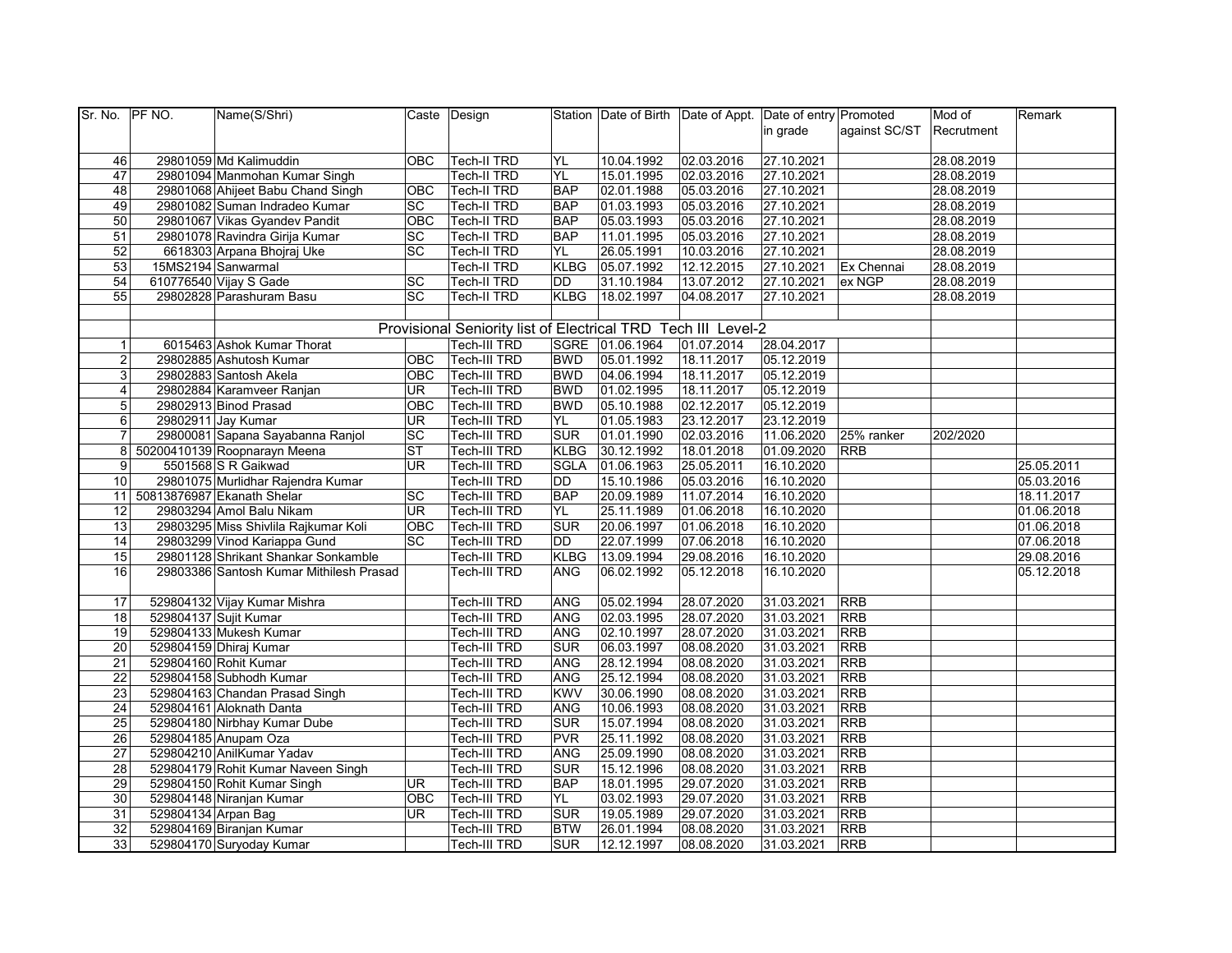| Sr. No. | PF NO. | Name(S/Shri) | Caste | Design | Station | Date of Birth | Date of Appt. | Date of entry in grade | Promoted against SC/ST | Mod of Recrutment | Remark |
|---|---|---|---|---|---|---|---|---|---|---|---|
| 46 | 29801059 | Md Kalimuddin | OBC | Tech-II TRD | YL | 10.04.1992 | 02.03.2016 | 27.10.2021 | | 28.08.2019 | |
| 47 | 29801094 | Manmohan Kumar Singh | | Tech-II TRD | YL | 15.01.1995 | 02.03.2016 | 27.10.2021 | | 28.08.2019 | |
| 48 | 29801068 | Ahijeet Babu Chand Singh | OBC | Tech-II TRD | BAP | 02.01.1988 | 05.03.2016 | 27.10.2021 | | 28.08.2019 | |
| 49 | 29801082 | Suman Indradeo Kumar | SC | Tech-II TRD | BAP | 01.03.1993 | 05.03.2016 | 27.10.2021 | | 28.08.2019 | |
| 50 | 29801067 | Vikas Gyandev Pandit | OBC | Tech-II TRD | BAP | 05.03.1993 | 05.03.2016 | 27.10.2021 | | 28.08.2019 | |
| 51 | 29801078 | Ravindra Girija Kumar | SC | Tech-II TRD | BAP | 11.01.1995 | 05.03.2016 | 27.10.2021 | | 28.08.2019 | |
| 52 | 6618303 | Arpana Bhojraj Uke | SC | Tech-II TRD | YL | 26.05.1991 | 10.03.2016 | 27.10.2021 | | 28.08.2019 | |
| 53 | 15MS2194 | Sanwarmal | | Tech-II TRD | KLBG | 05.07.1992 | 12.12.2015 | 27.10.2021 | Ex Chennai | 28.08.2019 | |
| 54 | 610776540 | Vijay S Gade | SC | Tech-II TRD | DD | 31.10.1984 | 13.07.2012 | 27.10.2021 | ex NGP | 28.08.2019 | |
| 55 | 29802828 | Parashuram Basu | SC | Tech-II TRD | KLBG | 18.02.1997 | 04.08.2017 | 27.10.2021 | | 28.08.2019 | |
| | | | | | | | | | | | |
| | | | Provisional Seniority list of Electrical TRD Tech III Level-2 | | | | | | | | |
| 1 | 6015463 | Ashok Kumar Thorat | | Tech-III TRD | SGRE | 01.06.1964 | 01.07.2014 | 28.04.2017 | | | |
| 2 | 29802885 | Ashutosh Kumar | OBC | Tech-III TRD | BWD | 05.01.1992 | 18.11.2017 | 05.12.2019 | | | |
| 3 | 29802883 | Santosh Akela | OBC | Tech-III TRD | BWD | 04.06.1994 | 18.11.2017 | 05.12.2019 | | | |
| 4 | 29802884 | Karamveer Ranjan | UR | Tech-III TRD | BWD | 01.02.1995 | 18.11.2017 | 05.12.2019 | | | |
| 5 | 29802913 | Binod Prasad | OBC | Tech-III TRD | BWD | 05.10.1988 | 02.12.2017 | 05.12.2019 | | | |
| 6 | 29802911 | Jay Kumar | UR | Tech-III TRD | YL | 01.05.1983 | 23.12.2017 | 23.12.2019 | | | |
| 7 | 29800081 | Sapana Sayabanna Ranjol | SC | Tech-III TRD | SUR | 01.01.1990 | 02.03.2016 | 11.06.2020 | 25% ranker | 202/2020 | |
| 8 | 50200410139 | Roopnarayn Meena | ST | Tech-III TRD | KLBG | 30.12.1992 | 18.01.2018 | 01.09.2020 | RRB | | |
| 9 | 5501568 | S R Gaikwad | UR | Tech-III TRD | SGLA | 01.06.1963 | 25.05.2011 | 16.10.2020 | | | 25.05.2011 |
| 10 | 29801075 | Murlidhar Rajendra Kumar | | Tech-III TRD | DD | 15.10.1986 | 05.03.2016 | 16.10.2020 | | | 05.03.2016 |
| 11 | 50813876987 | Ekanath Shelar | SC | Tech-III TRD | BAP | 20.09.1989 | 11.07.2014 | 16.10.2020 | | | 18.11.2017 |
| 12 | 29803294 | Amol Balu Nikam | UR | Tech-III TRD | YL | 25.11.1989 | 01.06.2018 | 16.10.2020 | | | 01.06.2018 |
| 13 | 29803295 | Miss Shivlila Rajkumar Koli | OBC | Tech-III TRD | SUR | 20.06.1997 | 01.06.2018 | 16.10.2020 | | | 01.06.2018 |
| 14 | 29803299 | Vinod Kariappa Gund | SC | Tech-III TRD | DD | 22.07.1999 | 07.06.2018 | 16.10.2020 | | | 07.06.2018 |
| 15 | 29801128 | Shrikant Shankar Sonkamble | | Tech-III TRD | KLBG | 13.09.1994 | 29.08.2016 | 16.10.2020 | | | 29.08.2016 |
| 16 | 29803386 | Santosh Kumar Mithilesh Prasad | | Tech-III TRD | ANG | 06.02.1992 | 05.12.2018 | 16.10.2020 | | | 05.12.2018 |
| 17 | 529804132 | Vijay Kumar Mishra | | Tech-III TRD | ANG | 05.02.1994 | 28.07.2020 | 31.03.2021 | RRB | | |
| 18 | 529804137 | Sujit Kumar | | Tech-III TRD | ANG | 02.03.1995 | 28.07.2020 | 31.03.2021 | RRB | | |
| 19 | 529804133 | Mukesh Kumar | | Tech-III TRD | ANG | 02.10.1997 | 28.07.2020 | 31.03.2021 | RRB | | |
| 20 | 529804159 | Dhiraj Kumar | | Tech-III TRD | SUR | 06.03.1997 | 08.08.2020 | 31.03.2021 | RRB | | |
| 21 | 529804160 | Rohit Kumar | | Tech-III TRD | ANG | 28.12.1994 | 08.08.2020 | 31.03.2021 | RRB | | |
| 22 | 529804158 | Subhodh Kumar | | Tech-III TRD | ANG | 25.12.1994 | 08.08.2020 | 31.03.2021 | RRB | | |
| 23 | 529804163 | Chandan Prasad Singh | | Tech-III TRD | KWV | 30.06.1990 | 08.08.2020 | 31.03.2021 | RRB | | |
| 24 | 529804161 | Aloknath Danta | | Tech-III TRD | ANG | 10.06.1993 | 08.08.2020 | 31.03.2021 | RRB | | |
| 25 | 529804180 | Nirbhay Kumar Dube | | Tech-III TRD | SUR | 15.07.1994 | 08.08.2020 | 31.03.2021 | RRB | | |
| 26 | 529804185 | Anupam Oza | | Tech-III TRD | PVR | 25.11.1992 | 08.08.2020 | 31.03.2021 | RRB | | |
| 27 | 529804210 | AnilKumar Yadav | | Tech-III TRD | ANG | 25.09.1990 | 08.08.2020 | 31.03.2021 | RRB | | |
| 28 | 529804179 | Rohit Kumar Naveen Singh | | Tech-III TRD | SUR | 15.12.1996 | 08.08.2020 | 31.03.2021 | RRB | | |
| 29 | 529804150 | Rohit Kumar Singh | UR | Tech-III TRD | BAP | 18.01.1995 | 29.07.2020 | 31.03.2021 | RRB | | |
| 30 | 529804148 | Niranjan Kumar | OBC | Tech-III TRD | YL | 03.02.1993 | 29.07.2020 | 31.03.2021 | RRB | | |
| 31 | 529804134 | Arpan Bag | UR | Tech-III TRD | SUR | 19.05.1989 | 29.07.2020 | 31.03.2021 | RRB | | |
| 32 | 529804169 | Biranjan Kumar | | Tech-III TRD | BTW | 26.01.1994 | 08.08.2020 | 31.03.2021 | RRB | | |
| 33 | 529804170 | Suryoday Kumar | | Tech-III TRD | SUR | 12.12.1997 | 08.08.2020 | 31.03.2021 | RRB | | |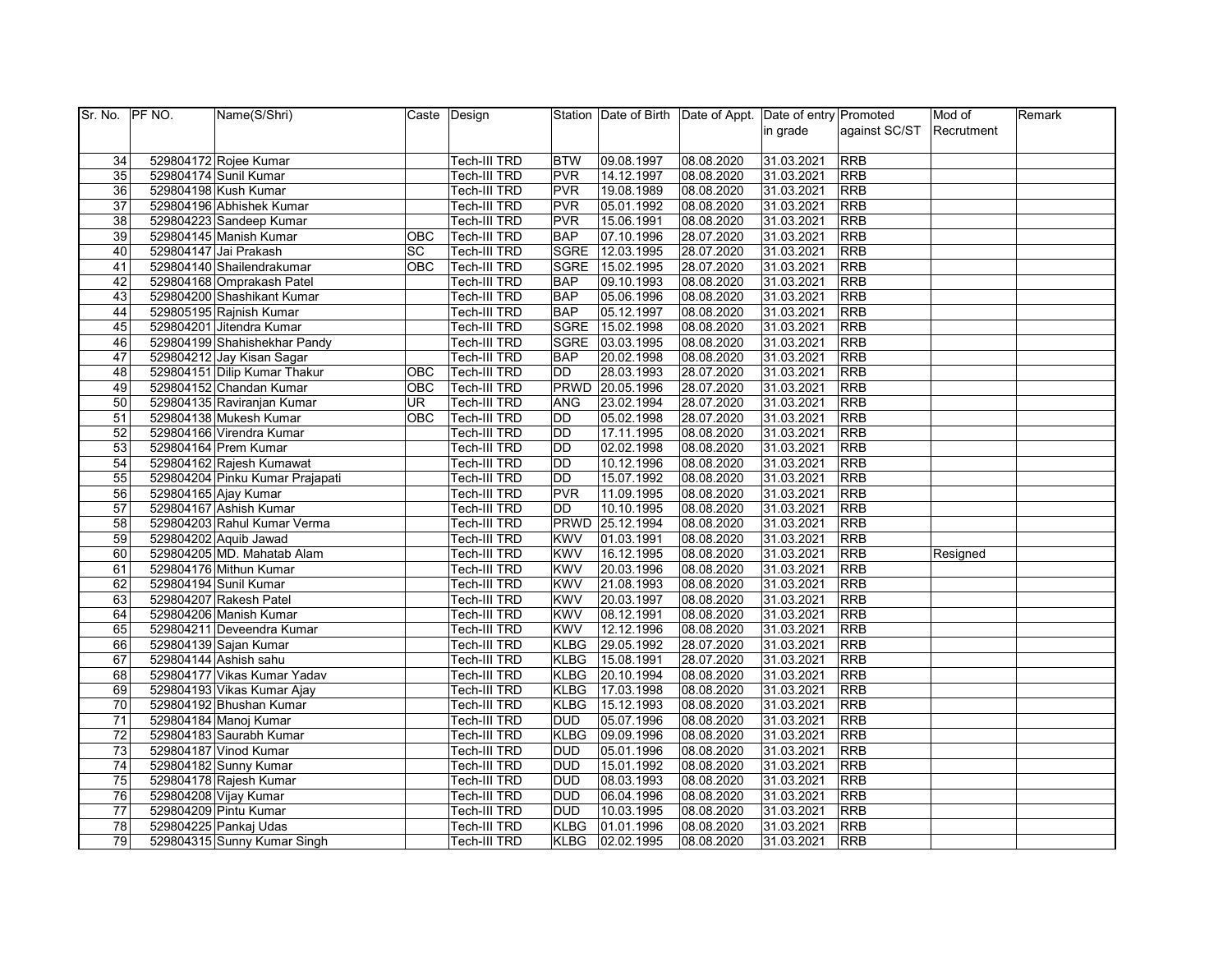| Sr. No. | PF NO. | Name(S/Shri) | Caste | Design | Station | Date of Birth | Date of Appt. | Date of entry in grade | Promoted against SC/ST | Mod of Recrutment | Remark |
|---|---|---|---|---|---|---|---|---|---|---|---|
| 34 | 529804172 | Rojee Kumar | | Tech-III TRD | BTW | 09.08.1997 | 08.08.2020 | 31.03.2021 | RRB | | |
| 35 | 529804174 | Sunil Kumar | | Tech-III TRD | PVR | 14.12.1997 | 08.08.2020 | 31.03.2021 | RRB | | |
| 36 | 529804198 | Kush Kumar | | Tech-III TRD | PVR | 19.08.1989 | 08.08.2020 | 31.03.2021 | RRB | | |
| 37 | 529804196 | Abhishek Kumar | | Tech-III TRD | PVR | 05.01.1992 | 08.08.2020 | 31.03.2021 | RRB | | |
| 38 | 529804223 | Sandeep Kumar | | Tech-III TRD | PVR | 15.06.1991 | 08.08.2020 | 31.03.2021 | RRB | | |
| 39 | 529804145 | Manish Kumar | OBC | Tech-III TRD | BAP | 07.10.1996 | 28.07.2020 | 31.03.2021 | RRB | | |
| 40 | 529804147 | Jai Prakash | SC | Tech-III TRD | SGRE | 12.03.1995 | 28.07.2020 | 31.03.2021 | RRB | | |
| 41 | 529804140 | Shailendrakumar | OBC | Tech-III TRD | SGRE | 15.02.1995 | 28.07.2020 | 31.03.2021 | RRB | | |
| 42 | 529804168 | Omprakash Patel | | Tech-III TRD | BAP | 09.10.1993 | 08.08.2020 | 31.03.2021 | RRB | | |
| 43 | 529804200 | Shashikant Kumar | | Tech-III TRD | BAP | 05.06.1996 | 08.08.2020 | 31.03.2021 | RRB | | |
| 44 | 529805195 | Rajnish Kumar | | Tech-III TRD | BAP | 05.12.1997 | 08.08.2020 | 31.03.2021 | RRB | | |
| 45 | 529804201 | Jitendra Kumar | | Tech-III TRD | SGRE | 15.02.1998 | 08.08.2020 | 31.03.2021 | RRB | | |
| 46 | 529804199 | Shahishekhar Pandy | | Tech-III TRD | SGRE | 03.03.1995 | 08.08.2020 | 31.03.2021 | RRB | | |
| 47 | 529804212 | Jay Kisan Sagar | | Tech-III TRD | BAP | 20.02.1998 | 08.08.2020 | 31.03.2021 | RRB | | |
| 48 | 529804151 | Dilip Kumar Thakur | OBC | Tech-III TRD | DD | 28.03.1993 | 28.07.2020 | 31.03.2021 | RRB | | |
| 49 | 529804152 | Chandan Kumar | OBC | Tech-III TRD | PRWD | 20.05.1996 | 28.07.2020 | 31.03.2021 | RRB | | |
| 50 | 529804135 | Raviranjan Kumar | UR | Tech-III TRD | ANG | 23.02.1994 | 28.07.2020 | 31.03.2021 | RRB | | |
| 51 | 529804138 | Mukesh Kumar | OBC | Tech-III TRD | DD | 05.02.1998 | 28.07.2020 | 31.03.2021 | RRB | | |
| 52 | 529804166 | Virendra Kumar | | Tech-III TRD | DD | 17.11.1995 | 08.08.2020 | 31.03.2021 | RRB | | |
| 53 | 529804164 | Prem Kumar | | Tech-III TRD | DD | 02.02.1998 | 08.08.2020 | 31.03.2021 | RRB | | |
| 54 | 529804162 | Rajesh Kumawat | | Tech-III TRD | DD | 10.12.1996 | 08.08.2020 | 31.03.2021 | RRB | | |
| 55 | 529804204 | Pinku Kumar Prajapati | | Tech-III TRD | DD | 15.07.1992 | 08.08.2020 | 31.03.2021 | RRB | | |
| 56 | 529804165 | Ajay Kumar | | Tech-III TRD | PVR | 11.09.1995 | 08.08.2020 | 31.03.2021 | RRB | | |
| 57 | 529804167 | Ashish Kumar | | Tech-III TRD | DD | 10.10.1995 | 08.08.2020 | 31.03.2021 | RRB | | |
| 58 | 529804203 | Rahul Kumar Verma | | Tech-III TRD | PRWD | 25.12.1994 | 08.08.2020 | 31.03.2021 | RRB | | |
| 59 | 529804202 | Aquib Jawad | | Tech-III TRD | KWV | 01.03.1991 | 08.08.2020 | 31.03.2021 | RRB | | |
| 60 | 529804205 | MD. Mahatab Alam | | Tech-III TRD | KWV | 16.12.1995 | 08.08.2020 | 31.03.2021 | RRB | Resigned | |
| 61 | 529804176 | Mithun Kumar | | Tech-III TRD | KWV | 20.03.1996 | 08.08.2020 | 31.03.2021 | RRB | | |
| 62 | 529804194 | Sunil Kumar | | Tech-III TRD | KWV | 21.08.1993 | 08.08.2020 | 31.03.2021 | RRB | | |
| 63 | 529804207 | Rakesh Patel | | Tech-III TRD | KWV | 20.03.1997 | 08.08.2020 | 31.03.2021 | RRB | | |
| 64 | 529804206 | Manish Kumar | | Tech-III TRD | KWV | 08.12.1991 | 08.08.2020 | 31.03.2021 | RRB | | |
| 65 | 529804211 | Deveendra Kumar | | Tech-III TRD | KWV | 12.12.1996 | 08.08.2020 | 31.03.2021 | RRB | | |
| 66 | 529804139 | Sajan Kumar | | Tech-III TRD | KLBG | 29.05.1992 | 28.07.2020 | 31.03.2021 | RRB | | |
| 67 | 529804144 | Ashish sahu | | Tech-III TRD | KLBG | 15.08.1991 | 28.07.2020 | 31.03.2021 | RRB | | |
| 68 | 529804177 | Vikas Kumar Yadav | | Tech-III TRD | KLBG | 20.10.1994 | 08.08.2020 | 31.03.2021 | RRB | | |
| 69 | 529804193 | Vikas Kumar Ajay | | Tech-III TRD | KLBG | 17.03.1998 | 08.08.2020 | 31.03.2021 | RRB | | |
| 70 | 529804192 | Bhushan Kumar | | Tech-III TRD | KLBG | 15.12.1993 | 08.08.2020 | 31.03.2021 | RRB | | |
| 71 | 529804184 | Manoj Kumar | | Tech-III TRD | DUD | 05.07.1996 | 08.08.2020 | 31.03.2021 | RRB | | |
| 72 | 529804183 | Saurabh Kumar | | Tech-III TRD | KLBG | 09.09.1996 | 08.08.2020 | 31.03.2021 | RRB | | |
| 73 | 529804187 | Vinod Kumar | | Tech-III TRD | DUD | 05.01.1996 | 08.08.2020 | 31.03.2021 | RRB | | |
| 74 | 529804182 | Sunny Kumar | | Tech-III TRD | DUD | 15.01.1992 | 08.08.2020 | 31.03.2021 | RRB | | |
| 75 | 529804178 | Rajesh Kumar | | Tech-III TRD | DUD | 08.03.1993 | 08.08.2020 | 31.03.2021 | RRB | | |
| 76 | 529804208 | Vijay Kumar | | Tech-III TRD | DUD | 06.04.1996 | 08.08.2020 | 31.03.2021 | RRB | | |
| 77 | 529804209 | Pintu Kumar | | Tech-III TRD | DUD | 10.03.1995 | 08.08.2020 | 31.03.2021 | RRB | | |
| 78 | 529804225 | Pankaj Udas | | Tech-III TRD | KLBG | 01.01.1996 | 08.08.2020 | 31.03.2021 | RRB | | |
| 79 | 529804315 | Sunny Kumar Singh | | Tech-III TRD | KLBG | 02.02.1995 | 08.08.2020 | 31.03.2021 | RRB | | |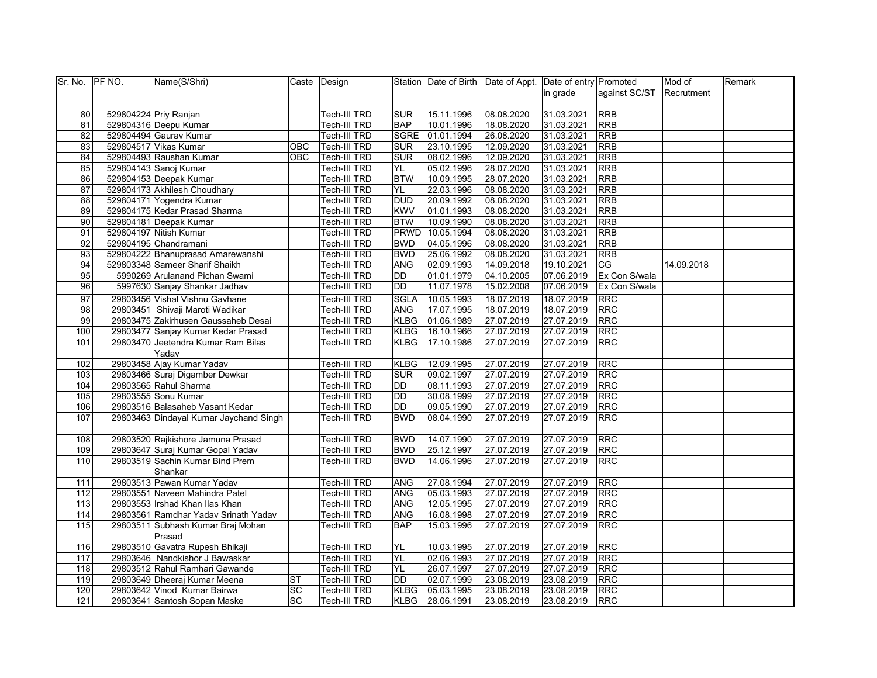| Sr. No. | PF NO. | Name(S/Shri) | Caste | Design | Station | Date of Birth | Date of Appt. | Date of entry in grade | Promoted against SC/ST | Mod of Recrutment | Remark |
|---|---|---|---|---|---|---|---|---|---|---|---|
| 80 | 529804224 | Priy Ranjan | | Tech-III TRD | SUR | 15.11.1996 | 08.08.2020 | 31.03.2021 | RRB | | |
| 81 | 529804316 | Deepu Kumar | | Tech-III TRD | BAP | 10.01.1996 | 18.08.2020 | 31.03.2021 | RRB | | |
| 82 | 529804494 | Gaurav Kumar | | Tech-III TRD | SGRE | 01.01.1994 | 26.08.2020 | 31.03.2021 | RRB | | |
| 83 | 529804517 | Vikas Kumar | OBC | Tech-III TRD | SUR | 23.10.1995 | 12.09.2020 | 31.03.2021 | RRB | | |
| 84 | 529804493 | Raushan Kumar | OBC | Tech-III TRD | SUR | 08.02.1996 | 12.09.2020 | 31.03.2021 | RRB | | |
| 85 | 529804143 | Sanoj Kumar | | Tech-III TRD | YL | 05.02.1996 | 28.07.2020 | 31.03.2021 | RRB | | |
| 86 | 529804153 | Deepak Kumar | | Tech-III TRD | BTW | 10.09.1995 | 28.07.2020 | 31.03.2021 | RRB | | |
| 87 | 529804173 | Akhilesh Choudhary | | Tech-III TRD | YL | 22.03.1996 | 08.08.2020 | 31.03.2021 | RRB | | |
| 88 | 529804171 | Yogendra Kumar | | Tech-III TRD | DUD | 20.09.1992 | 08.08.2020 | 31.03.2021 | RRB | | |
| 89 | 529804175 | Kedar Prasad Sharma | | Tech-III TRD | KWV | 01.01.1993 | 08.08.2020 | 31.03.2021 | RRB | | |
| 90 | 529804181 | Deepak Kumar | | Tech-III TRD | BTW | 10.09.1990 | 08.08.2020 | 31.03.2021 | RRB | | |
| 91 | 529804197 | Nitish Kumar | | Tech-III TRD | PRWD | 10.05.1994 | 08.08.2020 | 31.03.2021 | RRB | | |
| 92 | 529804195 | Chandramani | | Tech-III TRD | BWD | 04.05.1996 | 08.08.2020 | 31.03.2021 | RRB | | |
| 93 | 529804222 | Bhanuprasad Amarewanshi | | Tech-III TRD | BWD | 25.06.1992 | 08.08.2020 | 31.03.2021 | RRB | | |
| 94 | 529803348 | Sameer Sharif Shaikh | | Tech-III TRD | ANG | 02.09.1993 | 14.09.2018 | 19.10.2021 | CG | 14.09.2018 | |
| 95 | 5990269 | Arulanand Pichan Swami | | Tech-III TRD | DD | 01.01.1979 | 04.10.2005 | 07.06.2019 | Ex Con S/wala | | |
| 96 | 5997630 | Sanjay Shankar Jadhav | | Tech-III TRD | DD | 11.07.1978 | 15.02.2008 | 07.06.2019 | Ex Con S/wala | | |
| 97 | 29803456 | Vishal Vishnu Gavhane | | Tech-III TRD | SGLA | 10.05.1993 | 18.07.2019 | 18.07.2019 | RRC | | |
| 98 | 29803451 | Shivaji Maroti Wadikar | | Tech-III TRD | ANG | 17.07.1995 | 18.07.2019 | 18.07.2019 | RRC | | |
| 99 | 29803475 | Zakirhusen Gaussaheb Desai | | Tech-III TRD | KLBG | 01.06.1989 | 27.07.2019 | 27.07.2019 | RRC | | |
| 100 | 29803477 | Sanjay Kumar Kedar Prasad | | Tech-III TRD | KLBG | 16.10.1966 | 27.07.2019 | 27.07.2019 | RRC | | |
| 101 | 29803470 | Jeetendra Kumar Ram Bilas Yadav | | Tech-III TRD | KLBG | 17.10.1986 | 27.07.2019 | 27.07.2019 | RRC | | |
| 102 | 29803458 | Ajay Kumar Yadav | | Tech-III TRD | KLBG | 12.09.1995 | 27.07.2019 | 27.07.2019 | RRC | | |
| 103 | 29803466 | Suraj Digamber Dewkar | | Tech-III TRD | SUR | 09.02.1997 | 27.07.2019 | 27.07.2019 | RRC | | |
| 104 | 29803565 | Rahul Sharma | | Tech-III TRD | DD | 08.11.1993 | 27.07.2019 | 27.07.2019 | RRC | | |
| 105 | 29803555 | Sonu Kumar | | Tech-III TRD | DD | 30.08.1999 | 27.07.2019 | 27.07.2019 | RRC | | |
| 106 | 29803516 | Balasaheb Vasant Kedar | | Tech-III TRD | DD | 09.05.1990 | 27.07.2019 | 27.07.2019 | RRC | | |
| 107 | 29803463 | Dindayal Kumar Jaychand Singh | | Tech-III TRD | BWD | 08.04.1990 | 27.07.2019 | 27.07.2019 | RRC | | |
| 108 | 29803520 | Rajkishore Jamuna Prasad | | Tech-III TRD | BWD | 14.07.1990 | 27.07.2019 | 27.07.2019 | RRC | | |
| 109 | 29803647 | Suraj Kumar Gopal Yadav | | Tech-III TRD | BWD | 25.12.1997 | 27.07.2019 | 27.07.2019 | RRC | | |
| 110 | 29803519 | Sachin Kumar Bind Prem Shankar | | Tech-III TRD | BWD | 14.06.1996 | 27.07.2019 | 27.07.2019 | RRC | | |
| 111 | 29803513 | Pawan Kumar Yadav | | Tech-III TRD | ANG | 27.08.1994 | 27.07.2019 | 27.07.2019 | RRC | | |
| 112 | 29803551 | Naveen Mahindra Patel | | Tech-III TRD | ANG | 05.03.1993 | 27.07.2019 | 27.07.2019 | RRC | | |
| 113 | 29803553 | Irshad Khan Ilas Khan | | Tech-III TRD | ANG | 12.05.1995 | 27.07.2019 | 27.07.2019 | RRC | | |
| 114 | 29803561 | Ramdhar Yadav Srinath Yadav | | Tech-III TRD | ANG | 16.08.1998 | 27.07.2019 | 27.07.2019 | RRC | | |
| 115 | 29803511 | Subhash Kumar Braj Mohan Prasad | | Tech-III TRD | BAP | 15.03.1996 | 27.07.2019 | 27.07.2019 | RRC | | |
| 116 | 29803510 | Gavatra Rupesh Bhikaji | | Tech-III TRD | YL | 10.03.1995 | 27.07.2019 | 27.07.2019 | RRC | | |
| 117 | 29803646 | Nandkishor J Bawaskar | | Tech-III TRD | YL | 02.06.1993 | 27.07.2019 | 27.07.2019 | RRC | | |
| 118 | 29803512 | Rahul Ramhari Gawande | | Tech-III TRD | YL | 26.07.1997 | 27.07.2019 | 27.07.2019 | RRC | | |
| 119 | 29803649 | Dheeraj Kumar Meena | ST | Tech-III TRD | DD | 02.07.1999 | 23.08.2019 | 23.08.2019 | RRC | | |
| 120 | 29803642 | Vinod Kumar Bairwa | SC | Tech-III TRD | KLBG | 05.03.1995 | 23.08.2019 | 23.08.2019 | RRC | | |
| 121 | 29803641 | Santosh Sopan Maske | SC | Tech-III TRD | KLBG | 28.06.1991 | 23.08.2019 | 23.08.2019 | RRC | | |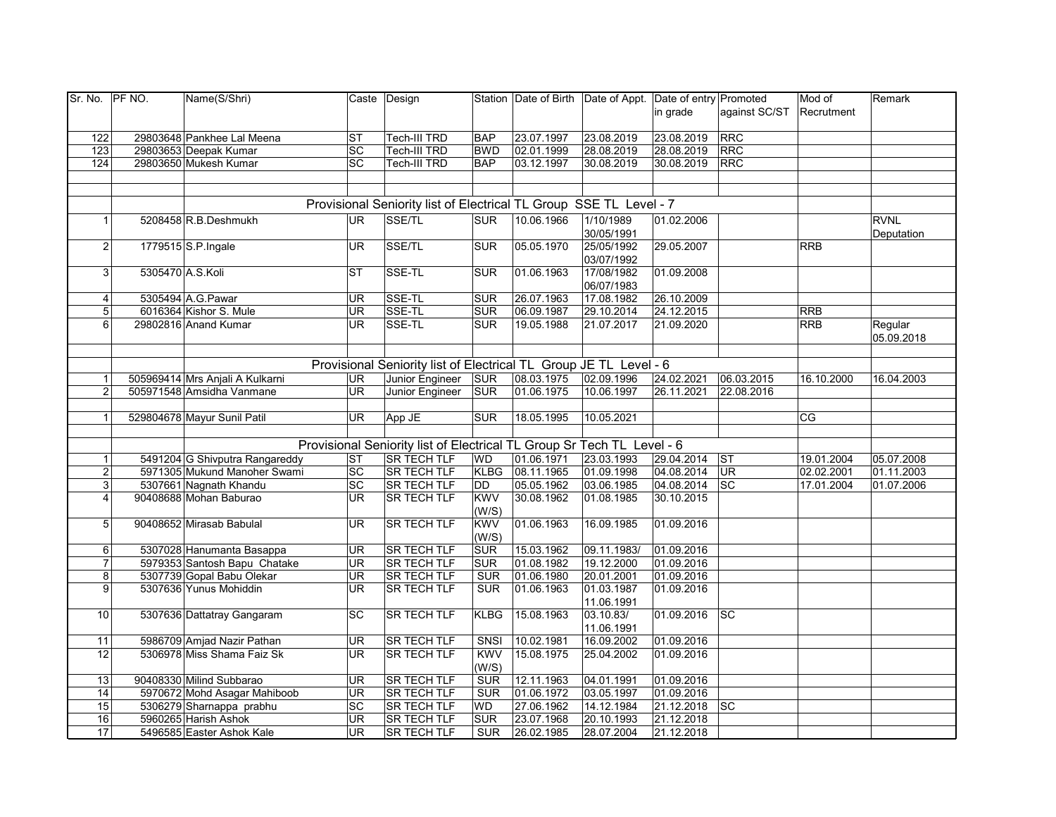| Sr. No. | PF NO. | Name(S/Shri) | Caste | Design | Station | Date of Birth | Date of Appt. | Date of entry in grade | Promoted against SC/ST | Mod of Recrutment | Remark |
|---|---|---|---|---|---|---|---|---|---|---|---|
| 122 | 29803648 | Pankhee Lal Meena | ST | Tech-III TRD | BAP | 23.07.1997 | 23.08.2019 | 23.08.2019 | RRC | | |
| 123 | 29803653 | Deepak Kumar | SC | Tech-III TRD | BWD | 02.01.1999 | 28.08.2019 | 28.08.2019 | RRC | | |
| 124 | 29803650 | Mukesh Kumar | SC | Tech-III TRD | BAP | 03.12.1997 | 30.08.2019 | 30.08.2019 | RRC | | |
| | | | | | | | | | | | |
| | | | | | | | | | | | |
| | | **Provisional Seniority list of Electrical TL Group SSE TL Level - 7** | | | | | | | | | |
| 1 | 5208458 | R.B.Deshmukh | UR | SSE/TL | SUR | 10.06.1966 | 1/10/1989 30/05/1991 | 01.02.2006 | | | RVNL Deputation |
| 2 | 1779515 | S.P.Ingale | UR | SSE/TL | SUR | 05.05.1970 | 25/05/1992 03/07/1992 | 29.05.2007 | | RRB | |
| 3 | 5305470 | A.S.Koli | ST | SSE-TL | SUR | 01.06.1963 | 17/08/1982 06/07/1983 | 01.09.2008 | | | |
| 4 | 5305494 | A.G.Pawar | UR | SSE-TL | SUR | 26.07.1963 | 17.08.1982 | 26.10.2009 | | | |
| 5 | 6016364 | Kishor S. Mule | UR | SSE-TL | SUR | 06.09.1987 | 29.10.2014 | 24.12.2015 | | RRB | |
| 6 | 29802816 | Anand Kumar | UR | SSE-TL | SUR | 19.05.1988 | 21.07.2017 | 21.09.2020 | | RRB | Regular 05.09.2018 |
| | | | | | | | | | | | |
| | | **Provisional Seniority list of Electrical TL Group JE TL Level - 6** | | | | | | | | | |
| 1 | 505969414 | Mrs Anjali A Kulkarni | UR | Junior Engineer | SUR | 08.03.1975 | 02.09.1996 | 24.02.2021 | 06.03.2015 | 16.10.2000 | 16.04.2003 |
| 2 | 505971548 | Amsidha Vanmane | UR | Junior Engineer | SUR | 01.06.1975 | 10.06.1997 | 26.11.2021 | 22.08.2016 | | |
| | | | | | | | | | | | |
| 1 | 529804678 | Mayur Sunil Patil | UR | App JE | SUR | 18.05.1995 | 10.05.2021 | | | CG | |
| | | | | | | | | | | | |
| | | **Provisional Seniority list of Electrical TL Group Sr Tech TL Level - 6** | | | | | | | | | |
| 1 | 5491204 | G Shivputra Rangareddy | ST | SR TECH TLF | WD | 01.06.1971 | 23.03.1993 | 29.04.2014 | ST | 19.01.2004 | 05.07.2008 |
| 2 | 5971305 | Mukund Manoher Swami | SC | SR TECH TLF | KLBG | 08.11.1965 | 01.09.1998 | 04.08.2014 | UR | 02.02.2001 | 01.11.2003 |
| 3 | 5307661 | Nagnath Khandu | SC | SR TECH TLF | DD | 05.05.1962 | 03.06.1985 | 04.08.2014 | SC | 17.01.2004 | 01.07.2006 |
| 4 | 90408688 | Mohan Baburao | UR | SR TECH TLF | KWV (W/S) | 30.08.1962 | 01.08.1985 | 30.10.2015 | | | |
| 5 | 90408652 | Mirasab Babulal | UR | SR TECH TLF | KWV (W/S) | 01.06.1963 | 16.09.1985 | 01.09.2016 | | | |
| 6 | 5307028 | Hanumanta Basappa | UR | SR TECH TLF | SUR | 15.03.1962 | 09.11.1983/ | 01.09.2016 | | | |
| 7 | 5979353 | Santosh Bapu Chatake | UR | SR TECH TLF | SUR | 01.08.1982 | 19.12.2000 | 01.09.2016 | | | |
| 8 | 5307739 | Gopal Babu Olekar | UR | SR TECH TLF | SUR | 01.06.1980 | 20.01.2001 | 01.09.2016 | | | |
| 9 | 5307636 | Yunus Mohiddin | UR | SR TECH TLF | SUR | 01.06.1963 | 01.03.1987 11.06.1991 | 01.09.2016 | | | |
| 10 | 5307636 | Dattatray Gangaram | SC | SR TECH TLF | KLBG | 15.08.1963 | 03.10.83/ 11.06.1991 | 01.09.2016 | SC | | |
| 11 | 5986709 | Amjad Nazir Pathan | UR | SR TECH TLF | SNSI | 10.02.1981 | 16.09.2002 | 01.09.2016 | | | |
| 12 | 5306978 | Miss Shama Faiz Sk | UR | SR TECH TLF | KWV (W/S) | 15.08.1975 | 25.04.2002 | 01.09.2016 | | | |
| 13 | 90408330 | Milind Subbarao | UR | SR TECH TLF | SUR | 12.11.1963 | 04.01.1991 | 01.09.2016 | | | |
| 14 | 5970672 | Mohd Asagar Mahiboob | UR | SR TECH TLF | SUR | 01.06.1972 | 03.05.1997 | 01.09.2016 | | | |
| 15 | 5306279 | Sharnappa prabhu | SC | SR TECH TLF | WD | 27.06.1962 | 14.12.1984 | 21.12.2018 | SC | | |
| 16 | 5960265 | Harish Ashok | UR | SR TECH TLF | SUR | 23.07.1968 | 20.10.1993 | 21.12.2018 | | | |
| 17 | 5496585 | Easter Ashok Kale | UR | SR TECH TLF | SUR | 26.02.1985 | 28.07.2004 | 21.12.2018 | | | |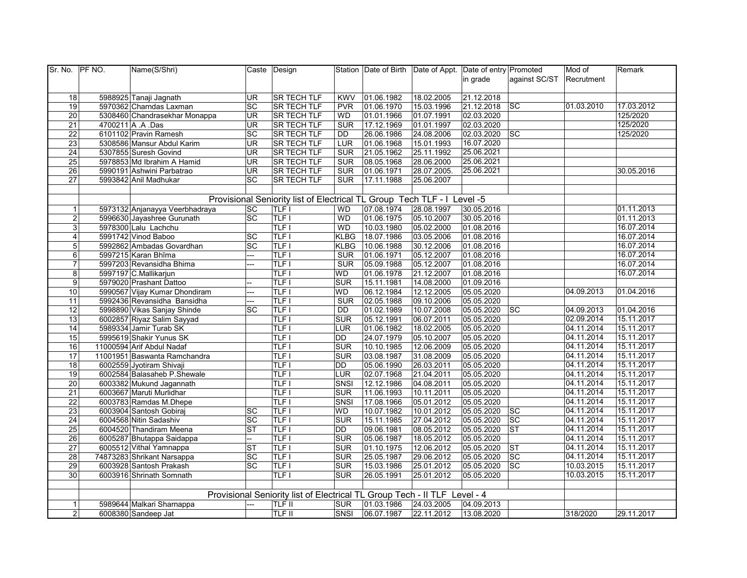| Sr. No. | PF NO. | Name(S/Shri) | Caste | Design | Station | Date of Birth | Date of Appt. | Date of entry in grade | Promoted against SC/ST | Mod of Recrutment | Remark |
|---|---|---|---|---|---|---|---|---|---|---|---|
| 18 | 5988925 | Tanaji Jagnath | UR | SR TECH TLF | KWV | 01.06.1982 | 18.02.2005 | 21.12.2018 | | | |
| 19 | 5970362 | Charndas Laxman | SC | SR TECH TLF | PVR | 01.06.1970 | 15.03.1996 | 21.12.2018 | SC | 01.03.2010 | 17.03.2012 |
| 20 | 5308460 | Chandrasekhar Monappa | UR | SR TECH TLF | WD | 01.01.1966 | 01.07.1991 | 02.03.2020 | | | 125/2020 |
| 21 | 4700211 | A .A .Das | UR | SR TECH TLF | SUR | 17.12.1969 | 01.01.1997 | 02.03.2020 | | | 125/2020 |
| 22 | 6101102 | Pravin Ramesh | SC | SR TECH TLF | DD | 26.06.1986 | 24.08.2006 | 02.03.2020 | SC | | 125/2020 |
| 23 | 5308586 | Mansur Abdul Karim | UR | SR TECH TLF | LUR | 01.06.1968 | 15.01.1993 | 16.07.2020 | | | |
| 24 | 5307855 | Suresh Govind | UR | SR TECH TLF | SUR | 21.05.1962 | 25.11.1992 | 25.06.2021 | | | |
| 25 | 5978853 | Md Ibrahim A Hamid | UR | SR TECH TLF | SUR | 08.05.1968 | 28.06.2000 | 25.06.2021 | | | |
| 26 | 5990191 | Ashwini Parbatrao | UR | SR TECH TLF | SUR | 01.06.1971 | 28.07.2005. | 25.06.2021 | | | 30.05.2016 |
| 27 | 5993842 | Anil Madhukar | SC | SR TECH TLF | SUR | 17.11.1988 | 25.06.2007 | | | | |
| | | | | | | | | | | | |
| | | Provisional Seniority list of Electrical TL Group Tech TLF - I Level -5 | | | | | | | | | |
| 1 | 5973132 | Anjanayya Veerbhadraya | SC | TLF I | WD | 07.08.1974 | 28.08.1997 | 30.05.2016 | | | 01.11.2013 |
| 2 | 5996630 | Jayashree Gurunath | SC | TLF I | WD | 01.06.1975 | 05.10.2007 | 30.05.2016 | | | 01.11.2013 |
| 3 | 5978300 | Lalu Lachchu | | TLF I | WD | 10.03.1980 | 05.02.2000 | 01.08.2016 | | | 16.07.2014 |
| 4 | 5991742 | Vinod Baboo | SC | TLF I | KLBG | 18.07.1986 | 03.05.2006 | 01.08.2016 | | | 16.07.2014 |
| 5 | 5992862 | Ambadas Govardhan | SC | TLF I | KLBG | 10.06.1988 | 30.12.2006 | 01.08.2016 | | | 16.07.2014 |
| 6 | 5997215 | Karan Bhīma | --- | TLF I | SUR | 01.06.1971 | 05.12.2007 | 01.08.2016 | | | 16.07.2014 |
| 7 | 5997203 | Revansidha Bhima | --- | TLF I | SUR | 05.09.1988 | 05.12.2007 | 01.08.2016 | | | 16.07.2014 |
| 8 | 5997197 | C.Mallikarjun | | TLF I | WD | 01.06.1978 | 21.12.2007 | 01.08.2016 | | | 16.07.2014 |
| 9 | 5979020 | Prashant Dattoo | -- | TLF I | SUR | 15.11.1981 | 14.08.2000 | 01.09.2016 | | | |
| 10 | 5990567 | Vijay Kumar Dhondiram | --- | TLF I | WD | 06.12.1984 | 12.12.2005 | 05.05.2020 | | 04.09.2013 | 01.04.2016 |
| 11 | 5992436 | Revansidha Bansidha | --- | TLF I | SUR | 02.05.1988 | 09.10.2006 | 05.05.2020 | | | |
| 12 | 5998890 | Vikas Sanjay Shinde | SC | TLF I | DD | 01.02.1989 | 10.07.2008 | 05.05.2020 | SC | 04.09.2013 | 01.04.2016 |
| 13 | 6002857 | Riyaz Salim Sayyad | | TLF I | SUR | 05.12.1991 | 06.07.2011 | 05.05.2020 | | 02.09.2014 | 15.11.2017 |
| 14 | 5989334 | Jamir Turab SK | | TLF I | LUR | 01.06.1982 | 18.02.2005 | 05.05.2020 | | 04.11.2014 | 15.11.2017 |
| 15 | 5995619 | Shakir Yunus SK | | TLF I | DD | 24.07.1979 | 05.10.2007 | 05.05.2020 | | 04.11.2014 | 15.11.2017 |
| 16 | 11000594 | Arif Abdul Nadaf | | TLF I | SUR | 10.10.1985 | 12.06.2009 | 05.05.2020 | | 04.11.2014 | 15.11.2017 |
| 17 | 11001951 | Baswanta Ramchandra | | TLF I | SUR | 03.08.1987 | 31.08.2009 | 05.05.2020 | | 04.11.2014 | 15.11.2017 |
| 18 | 6002559 | Jyotiram Shivaji | | TLF I | DD | 05.06.1990 | 26.03.2011 | 05.05.2020 | | 04.11.2014 | 15.11.2017 |
| 19 | 6002584 | Balasaheb P.Shewale | | TLF I | LUR | 02.07.1968 | 21.04.2011 | 05.05.2020 | | 04.11.2014 | 15.11.2017 |
| 20 | 6003382 | Mukund Jagannath | | TLF I | SNSI | 12.12.1986 | 04.08.2011 | 05.05.2020 | | 04.11.2014 | 15.11.2017 |
| 21 | 6003667 | Maruti Murlidhar | | TLF I | SUR | 11.06.1993 | 10.11.2011 | 05.05.2020 | | 04.11.2014 | 15.11.2017 |
| 22 | 6003783 | Ramdas M.Dhepe | | TLF I | SNSI | 17.08.1966 | 05.01.2012 | 05.05.2020 | | 04.11.2014 | 15.11.2017 |
| 23 | 6003904 | Santosh Gobiraj | SC | TLF I | WD | 10.07.1982 | 10.01.2012 | 05.05.2020 | SC | 04.11.2014 | 15.11.2017 |
| 24 | 6004568 | Nitin Sadashiv | SC | TLF I | SUR | 15.11.1985 | 27.04.2012 | 05.05.2020 | SC | 04.11.2014 | 15.11.2017 |
| 25 | 6004520 | Thandiram Meena | ST | TLF I | DD | 09.06.1981 | 08.05.2012 | 05.05.2020 | ST | 04.11.2014 | 15.11.2017 |
| 26 | 6005287 | Bhutappa Saidappa | -- | TLF I | SUR | 05.06.1987 | 18.05.2012 | 05.05.2020 | | 04.11.2014 | 15.11.2017 |
| 27 | 6005512 | Vithal Yamnappa | ST | TLF I | SUR | 01.10.1975 | 12.06.2012 | 05.05.2020 | ST | 04.11.2014 | 15.11.2017 |
| 28 | 74873283 | Shrikant Narsappa | SC | TLF I | SUR | 25.05.1987 | 29.06.2012 | 05.05.2020 | SC | 04.11.2014 | 15.11.2017 |
| 29 | 6003928 | Santosh Prakash | SC | TLF I | SUR | 15.03.1986 | 25.01.2012 | 05.05.2020 | SC | 10.03.2015 | 15.11.2017 |
| 30 | 6003916 | Shrinath Somnath | | TLF I | SUR | 26.05.1991 | 25.01.2012 | 05.05.2020 | | 10.03.2015 | 15.11.2017 |
| | | | | | | | | | | | |
| | | Provisional Seniority list of Electrical TL Group Tech - II TLF Level - 4 | | | | | | | | | |
| 1 | 5989644 | Malkari Sharnappa | --- | TLF II | SUR | 01.03.1986 | 24.03.2005 | 04.09.2013 | | | |
| 2 | 6008380 | Sandeep Jat | | TLF II | SNSI | 06.07.1987 | 22.11.2012 | 13.08.2020 | | 318/2020 | 29.11.2017 |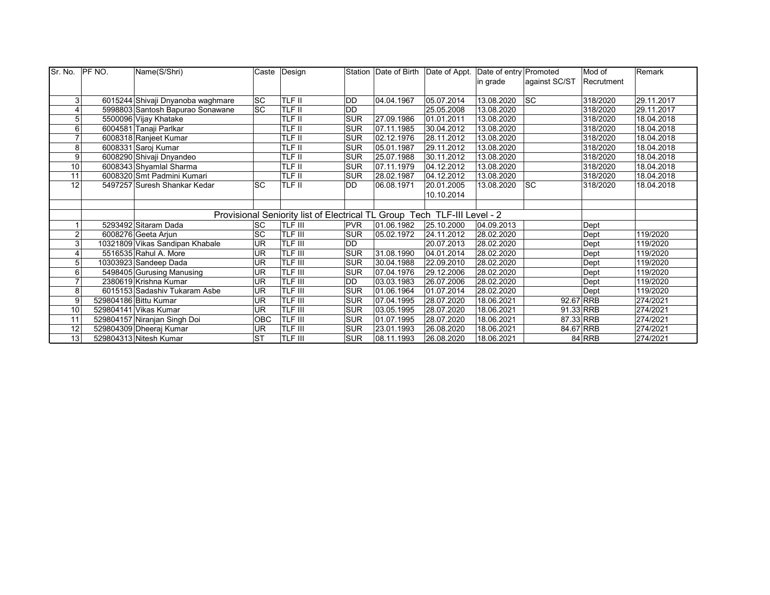| Sr. No. | PF NO. | Name(S/Shri) | Caste | Design | Station | Date of Birth | Date of Appt. | Date of entry in grade | Promoted against SC/ST | Mod of Recrutment | Remark |
|---|---|---|---|---|---|---|---|---|---|---|---|
| 3 | 6015244 | Shivaji Dnyanoba waghmare | SC | TLF II | DD | 04.04.1967 | 05.07.2014 | 13.08.2020 | SC | 318/2020 | 29.11.2017 |
| 4 | 5998803 | Santosh Bapurao Sonawane | SC | TLF II | DD | | 25.05.2008 | 13.08.2020 | | 318/2020 | 29.11.2017 |
| 5 | 5500096 | Vijay Khatake | | TLF II | SUR | 27.09.1986 | 01.01.2011 | 13.08.2020 | | 318/2020 | 18.04.2018 |
| 6 | 6004581 | Tanaji Parlkar | | TLF II | SUR | 07.11.1985 | 30.04.2012 | 13.08.2020 | | 318/2020 | 18.04.2018 |
| 7 | 6008318 | Ranjeet Kumar | | TLF II | SUR | 02.12.1976 | 28.11.2012 | 13.08.2020 | | 318/2020 | 18.04.2018 |
| 8 | 6008331 | Saroj Kumar | | TLF II | SUR | 05.01.1987 | 29.11.2012 | 13.08.2020 | | 318/2020 | 18.04.2018 |
| 9 | 6008290 | Shivaji Dnyandeo | | TLF II | SUR | 25.07.1988 | 30.11.2012 | 13.08.2020 | | 318/2020 | 18.04.2018 |
| 10 | 6008343 | Shyamlal Sharma | | TLF II | SUR | 07.11.1979 | 04.12.2012 | 13.08.2020 | | 318/2020 | 18.04.2018 |
| 11 | 6008320 | Smt Padmini Kumari | | TLF II | SUR | 28.02.1987 | 04.12.2012 | 13.08.2020 | | 318/2020 | 18.04.2018 |
| 12 | 5497257 | Suresh Shankar Kedar | SC | TLF II | DD | 06.08.1971 | 20.01.2005 10.10.2014 | 13.08.2020 | SC | 318/2020 | 18.04.2018 |
| | | | | | | | | | | | |
| | | Provisional Seniority list of Electrical TL Group Tech TLF-III Level - 2 | | | | | | | | | |
| 1 | 5293492 | Sitaram Dada | SC | TLF III | PVR | 01.06.1982 | 25.10.2000 | 04.09.2013 | | Dept | |
| 2 | 6008276 | Geeta Arjun | SC | TLF III | SUR | 05.02.1972 | 24.11.2012 | 28.02.2020 | | Dept | 119/2020 |
| 3 | 10321809 | Vikas Sandipan Khabale | UR | TLF III | DD | | 20.07.2013 | 28.02.2020 | | Dept | 119/2020 |
| 4 | 5516535 | Rahul A. More | UR | TLF III | SUR | 31.08.1990 | 04.01.2014 | 28.02.2020 | | Dept | 119/2020 |
| 5 | 10303923 | Sandeep Dada | UR | TLF III | SUR | 30.04.1988 | 22.09.2010 | 28.02.2020 | | Dept | 119/2020 |
| 6 | 5498405 | Gurusing Manusing | UR | TLF III | SUR | 07.04.1976 | 29.12.2006 | 28.02.2020 | | Dept | 119/2020 |
| 7 | 2380619 | Krishna Kumar | UR | TLF III | DD | 03.03.1983 | 26.07.2006 | 28.02.2020 | | Dept | 119/2020 |
| 8 | 6015153 | Sadashiv Tukaram Asbe | UR | TLF III | SUR | 01.06.1964 | 01.07.2014 | 28.02.2020 | | Dept | 119/2020 |
| 9 | 529804186 | Bittu Kumar | UR | TLF III | SUR | 07.04.1995 | 28.07.2020 | 18.06.2021 | 92.67 | RRB | 274/2021 |
| 10 | 529804141 | Vikas Kumar | UR | TLF III | SUR | 03.05.1995 | 28.07.2020 | 18.06.2021 | 91.33 | RRB | 274/2021 |
| 11 | 529804157 | Niranjan Singh Doi | OBC | TLF III | SUR | 01.07.1995 | 28.07.2020 | 18.06.2021 | 87.33 | RRB | 274/2021 |
| 12 | 529804309 | Dheeraj Kumar | UR | TLF III | SUR | 23.01.1993 | 26.08.2020 | 18.06.2021 | 84.67 | RRB | 274/2021 |
| 13 | 529804313 | Nitesh Kumar | ST | TLF III | SUR | 08.11.1993 | 26.08.2020 | 18.06.2021 | 84 | RRB | 274/2021 |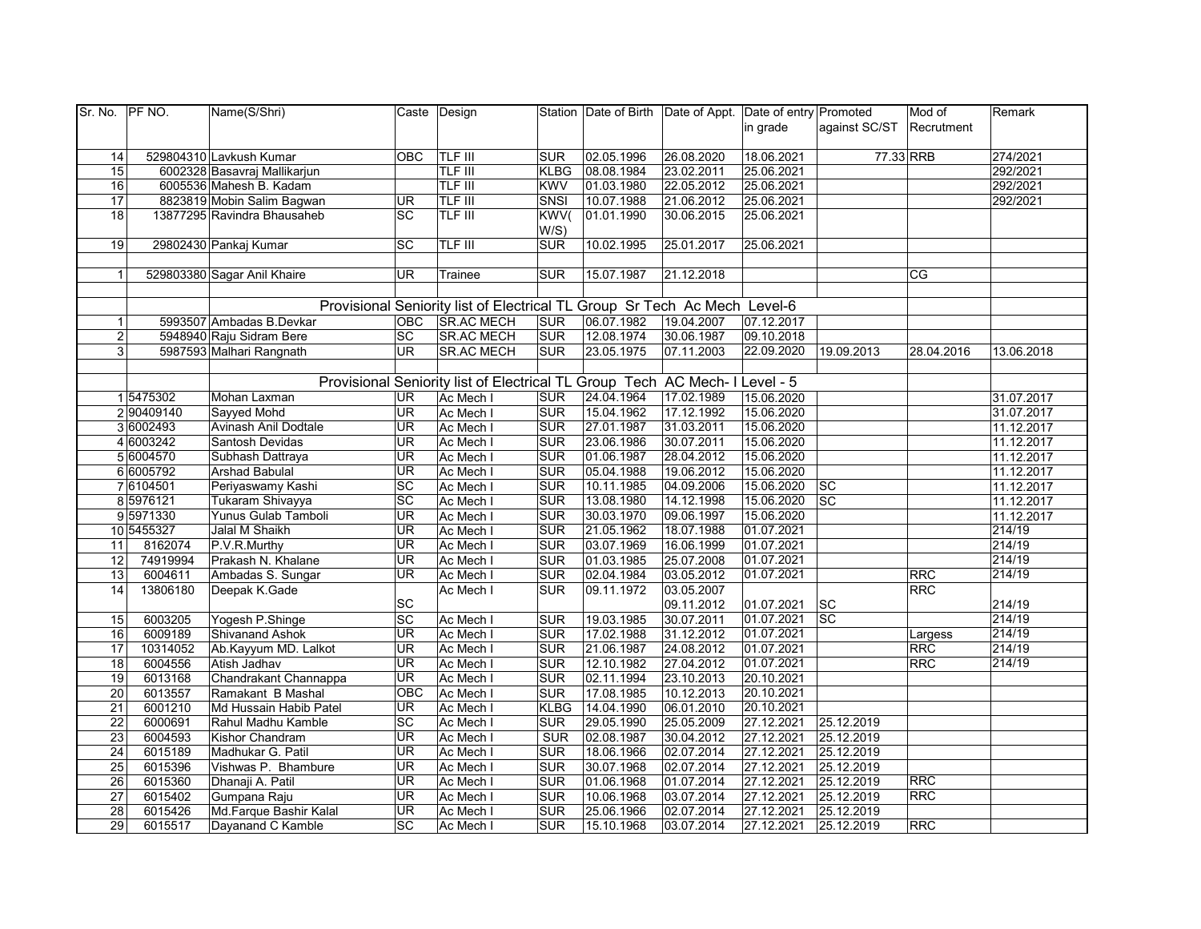| Sr. No. | PF NO. | Name(S/Shri) | Caste | Design | Station | Date of Birth | Date of Appt. | Date of entry in grade | Promoted against SC/ST | Mod of Recrutment | Remark |
|---|---|---|---|---|---|---|---|---|---|---|---|
| 14 | 529804310 | Lavkush Kumar | OBC | TLF III | SUR | 02.05.1996 | 26.08.2020 | 18.06.2021 | 77.33 | RRB | 274/2021 |
| 15 | 6002328 | Basavraj Mallikarjun | | TLF III | KLBG | 08.08.1984 | 23.02.2011 | 25.06.2021 | | | 292/2021 |
| 16 | 6005536 | Mahesh B. Kadam | | TLF III | KWV | 01.03.1980 | 22.05.2012 | 25.06.2021 | | | 292/2021 |
| 17 | 8823819 | Mobin Salim Bagwan | UR | TLF III | SNSI | 10.07.1988 | 21.06.2012 | 25.06.2021 | | | 292/2021 |
| 18 | 13877295 | Ravindra Bhausaheb | SC | TLF III | KWV(W/S) | 01.01.1990 | 30.06.2015 | 25.06.2021 | | | |
| 19 | 29802430 | Pankaj Kumar | SC | TLF III | SUR | 10.02.1995 | 25.01.2017 | 25.06.2021 | | | |
| | | | | | | | | | | | |
| 1 | 529803380 | Sagar Anil Khaire | UR | Trainee | SUR | 15.07.1987 | 21.12.2018 | | | CG | |
| | | | | | | | | | | | |
| | | Provisional Seniority list of Electrical TL Group Sr Tech Ac Mech Level-6 | | | | | | | | | |
| 1 | 5993507 | Ambadas B.Devkar | OBC | SR.AC MECH | SUR | 06.07.1982 | 19.04.2007 | 07.12.2017 | | | |
| 2 | 5948940 | Raju Sidram Bere | SC | SR.AC MECH | SUR | 12.08.1974 | 30.06.1987 | 09.10.2018 | | | |
| 3 | 5987593 | Malhari Rangnath | UR | SR.AC MECH | SUR | 23.05.1975 | 07.11.2003 | 22.09.2020 | 19.09.2013 | 28.04.2016 | 13.06.2018 |
| | | | | | | | | | | | |
| | | Provisional Seniority list of Electrical TL Group Tech AC Mech- I Level - 5 | | | | | | | | | |
| 1 | 5475302 | Mohan Laxman | UR | Ac Mech I | SUR | 24.04.1964 | 17.02.1989 | 15.06.2020 | | | 31.07.2017 |
| 2 | 90409140 | Sayyed Mohd | UR | Ac Mech I | SUR | 15.04.1962 | 17.12.1992 | 15.06.2020 | | | 31.07.2017 |
| 3 | 6002493 | Avinash Anil Dodtale | UR | Ac Mech I | SUR | 27.01.1987 | 31.03.2011 | 15.06.2020 | | | 11.12.2017 |
| 4 | 6003242 | Santosh Devidas | UR | Ac Mech I | SUR | 23.06.1986 | 30.07.2011 | 15.06.2020 | | | 11.12.2017 |
| 5 | 6004570 | Subhash Dattraya | UR | Ac Mech I | SUR | 01.06.1987 | 28.04.2012 | 15.06.2020 | | | 11.12.2017 |
| 6 | 6005792 | Arshad Babulal | UR | Ac Mech I | SUR | 05.04.1988 | 19.06.2012 | 15.06.2020 | | | 11.12.2017 |
| 7 | 6104501 | Periyaswamy Kashi | SC | Ac Mech I | SUR | 10.11.1985 | 04.09.2006 | 15.06.2020 | SC | | 11.12.2017 |
| 8 | 5976121 | Tukaram Shivayya | SC | Ac Mech I | SUR | 13.08.1980 | 14.12.1998 | 15.06.2020 | SC | | 11.12.2017 |
| 9 | 5971330 | Yunus Gulab Tamboli | UR | Ac Mech I | SUR | 30.03.1970 | 09.06.1997 | 15.06.2020 | | | 11.12.2017 |
| 10 | 5455327 | Jalal M Shaikh | UR | Ac Mech I | SUR | 21.05.1962 | 18.07.1988 | 01.07.2021 | | | 214/19 |
| 11 | 8162074 | P.V.R.Murthy | UR | Ac Mech I | SUR | 03.07.1969 | 16.06.1999 | 01.07.2021 | | | 214/19 |
| 12 | 74919994 | Prakash N. Khalane | UR | Ac Mech I | SUR | 01.03.1985 | 25.07.2008 | 01.07.2021 | | | 214/19 |
| 13 | 6004611 | Ambadas S. Sungar | UR | Ac Mech I | SUR | 02.04.1984 | 03.05.2012 | 01.07.2021 | | RRC | 214/19 |
| 14 | 13806180 | Deepak K.Gade | SC | Ac Mech I | SUR | 09.11.1972 | 03.05.2007 09.11.2012 | 01.07.2021 | SC | RRC | 214/19 |
| 15 | 6003205 | Yogesh P.Shinge | SC | Ac Mech I | SUR | 19.03.1985 | 30.07.2011 | 01.07.2021 | SC | | 214/19 |
| 16 | 6009189 | Shivanand Ashok | UR | Ac Mech I | SUR | 17.02.1988 | 31.12.2012 | 01.07.2021 | | Largess | 214/19 |
| 17 | 10314052 | Ab.Kayyum MD. Lalkot | UR | Ac Mech I | SUR | 21.06.1987 | 24.08.2012 | 01.07.2021 | | RRC | 214/19 |
| 18 | 6004556 | Atish Jadhav | UR | Ac Mech I | SUR | 12.10.1982 | 27.04.2012 | 01.07.2021 | | RRC | 214/19 |
| 19 | 6013168 | Chandrakant Channappa | UR | Ac Mech I | SUR | 02.11.1994 | 23.10.2013 | 20.10.2021 | | | |
| 20 | 6013557 | Ramakant B Mashal | OBC | Ac Mech I | SUR | 17.08.1985 | 10.12.2013 | 20.10.2021 | | | |
| 21 | 6001210 | Md Hussain Habib Patel | UR | Ac Mech I | KLBG | 14.04.1990 | 06.01.2010 | 20.10.2021 | | | |
| 22 | 6000691 | Rahul Madhu Kamble | SC | Ac Mech I | SUR | 29.05.1990 | 25.05.2009 | 27.12.2021 | 25.12.2019 | | |
| 23 | 6004593 | Kishor Chandram | UR | Ac Mech I | SUR | 02.08.1987 | 30.04.2012 | 27.12.2021 | 25.12.2019 | | |
| 24 | 6015189 | Madhukar G. Patil | UR | Ac Mech I | SUR | 18.06.1966 | 02.07.2014 | 27.12.2021 | 25.12.2019 | | |
| 25 | 6015396 | Vishwas P. Bhambure | UR | Ac Mech I | SUR | 30.07.1968 | 02.07.2014 | 27.12.2021 | 25.12.2019 | | |
| 26 | 6015360 | Dhanaji A. Patil | UR | Ac Mech I | SUR | 01.06.1968 | 01.07.2014 | 27.12.2021 | 25.12.2019 | RRC | |
| 27 | 6015402 | Gumpana Raju | UR | Ac Mech I | SUR | 10.06.1968 | 03.07.2014 | 27.12.2021 | 25.12.2019 | RRC | |
| 28 | 6015426 | Md.Farque Bashir Kalal | UR | Ac Mech I | SUR | 25.06.1966 | 02.07.2014 | 27.12.2021 | 25.12.2019 | | |
| 29 | 6015517 | Dayanand C Kamble | SC | Ac Mech I | SUR | 15.10.1968 | 03.07.2014 | 27.12.2021 | 25.12.2019 | RRC | |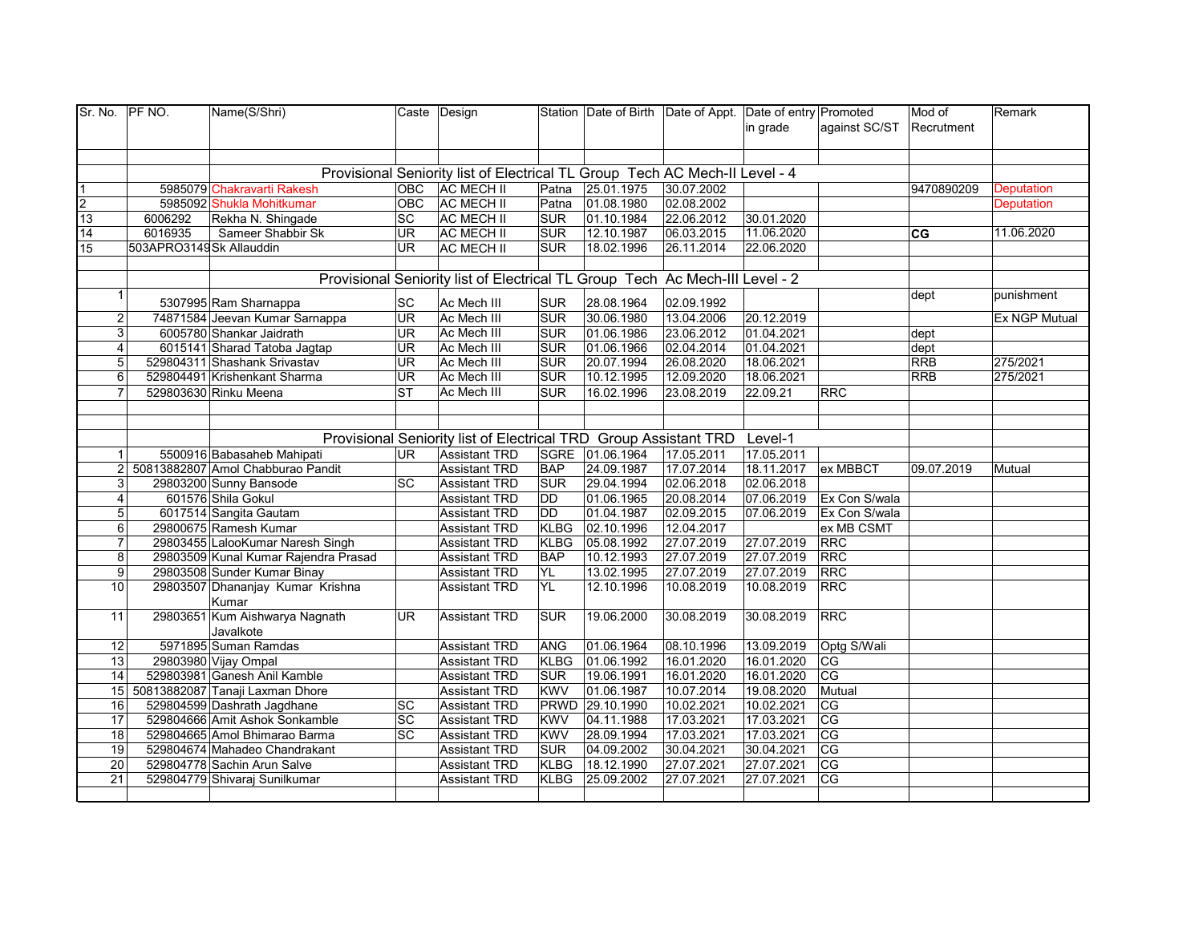| Sr. No. | PF NO. | Name(S/Shri) | Caste | Design | Station | Date of Birth | Date of Appt. | Date of entry in grade | Promoted against SC/ST | Mod of Recrutment | Remark |
|---|---|---|---|---|---|---|---|---|---|---|---|
| | | | | | | | | | | | |
| | | Provisional Seniority list of Electrical TL Group Tech AC Mech-II Level - 4 | | | | | | | | | |
| 1 | 5985079 | Chakravarti Rakesh | OBC | AC MECH II | Patna | 25.01.1975 | 30.07.2002 | | | 9470890209 | Deputation |
| 2 | 5985092 | Shukla Mohitkumar | OBC | AC MECH II | Patna | 01.08.1980 | 02.08.2002 | | | | Deputation |
| 13 | 6006292 | Rekha N. Shingade | SC | AC MECH II | SUR | 01.10.1984 | 22.06.2012 | 30.01.2020 | | | |
| 14 | 6016935 | Sameer Shabbir Sk | UR | AC MECH II | SUR | 12.10.1987 | 06.03.2015 | 11.06.2020 | | CG | 11.06.2020 |
| 15 | 503APRO3149 | Sk Allauddin | UR | AC MECH II | SUR | 18.02.1996 | 26.11.2014 | 22.06.2020 | | | |
| | | | | | | | | | | | |
| | | Provisional Seniority list of Electrical TL Group Tech Ac Mech-III Level - 2 | | | | | | | | | |
| 1 | 5307995 | Ram Sharnappa | SC | Ac Mech III | SUR | 28.08.1964 | 02.09.1992 | | | dept | punishment |
| 2 | 74871584 | Jeevan Kumar Sarnappa | UR | Ac Mech III | SUR | 30.06.1980 | 13.04.2006 | 20.12.2019 | | | Ex NGP Mutual |
| 3 | 6005780 | Shankar Jaidrath | UR | Ac Mech III | SUR | 01.06.1986 | 23.06.2012 | 01.04.2021 | | dept | |
| 4 | 6015141 | Sharad Tatoba Jagtap | UR | Ac Mech III | SUR | 01.06.1966 | 02.04.2014 | 01.04.2021 | | dept | |
| 5 | 529804311 | Shashank Srivastav | UR | Ac Mech III | SUR | 20.07.1994 | 26.08.2020 | 18.06.2021 | | RRB | 275/2021 |
| 6 | 529804491 | Krishenkant Sharma | UR | Ac Mech III | SUR | 10.12.1995 | 12.09.2020 | 18.06.2021 | | RRB | 275/2021 |
| 7 | 529803630 | Rinku Meena | ST | Ac Mech III | SUR | 16.02.1996 | 23.08.2019 | 22.09.21 | RRC | | |
| | | | | | | | | | | | |
| | | | | | | | | | | | |
| | | Provisional Seniority list of Electrical TRD Group Assistant TRD Level-1 | | | | | | | | | |
| 1 | 5500916 | Babasaheb Mahipati | UR | Assistant TRD | SGRE | 01.06.1964 | 17.05.2011 | 17.05.2011 | | | |
| 2 | 50813882807 | Amol Chabburao Pandit | | Assistant TRD | BAP | 24.09.1987 | 17.07.2014 | 18.11.2017 | ex MBBCT | 09.07.2019 | Mutual |
| 3 | 29803200 | Sunny Bansode | SC | Assistant TRD | SUR | 29.04.1994 | 02.06.2018 | 02.06.2018 | | | |
| 4 | 601576 | Shila Gokul | | Assistant TRD | DD | 01.06.1965 | 20.08.2014 | 07.06.2019 | Ex Con S/wala | | |
| 5 | 6017514 | Sangita Gautam | | Assistant TRD | DD | 01.04.1987 | 02.09.2015 | 07.06.2019 | Ex Con S/wala | | |
| 6 | 29800675 | Ramesh Kumar | | Assistant TRD | KLBG | 02.10.1996 | 12.04.2017 | | ex MB CSMT | | |
| 7 | 29803455 | LalooKumar Naresh Singh | | Assistant TRD | KLBG | 05.08.1992 | 27.07.2019 | 27.07.2019 | RRC | | |
| 8 | 29803509 | Kunal Kumar Rajendra Prasad | | Assistant TRD | BAP | 10.12.1993 | 27.07.2019 | 27.07.2019 | RRC | | |
| 9 | 29803508 | Sunder Kumar Binay | | Assistant TRD | YL | 13.02.1995 | 27.07.2019 | 27.07.2019 | RRC | | |
| 10 | 29803507 | Dhananjay Kumar Krishna Kumar | | Assistant TRD | YL | 12.10.1996 | 10.08.2019 | 10.08.2019 | RRC | | |
| 11 | 29803651 | Kum Aishwarya Nagnath Javalkote | UR | Assistant TRD | SUR | 19.06.2000 | 30.08.2019 | 30.08.2019 | RRC | | |
| 12 | 5971895 | Suman Ramdas | | Assistant TRD | ANG | 01.06.1964 | 08.10.1996 | 13.09.2019 | Optg S/Wali | | |
| 13 | 29803980 | Vijay Ompal | | Assistant TRD | KLBG | 01.06.1992 | 16.01.2020 | 16.01.2020 | CG | | |
| 14 | 529803981 | Ganesh Anil Kamble | | Assistant TRD | SUR | 19.06.1991 | 16.01.2020 | 16.01.2020 | CG | | |
| 15 | 50813882087 | Tanaji Laxman Dhore | | Assistant TRD | KWV | 01.06.1987 | 10.07.2014 | 19.08.2020 | Mutual | | |
| 16 | 529804599 | Dashrath Jagdhane | SC | Assistant TRD | PRWD | 29.10.1990 | 10.02.2021 | 10.02.2021 | CG | | |
| 17 | 529804666 | Amit Ashok Sonkamble | SC | Assistant TRD | KWV | 04.11.1988 | 17.03.2021 | 17.03.2021 | CG | | |
| 18 | 529804665 | Amol Bhimarao Barma | SC | Assistant TRD | KWV | 28.09.1994 | 17.03.2021 | 17.03.2021 | CG | | |
| 19 | 529804674 | Mahadeo Chandrakant | | Assistant TRD | SUR | 04.09.2002 | 30.04.2021 | 30.04.2021 | CG | | |
| 20 | 529804778 | Sachin Arun Salve | | Assistant TRD | KLBG | 18.12.1990 | 27.07.2021 | 27.07.2021 | CG | | |
| 21 | 529804779 | Shivaraj Sunilkumar | | Assistant TRD | KLBG | 25.09.2002 | 27.07.2021 | 27.07.2021 | CG | | |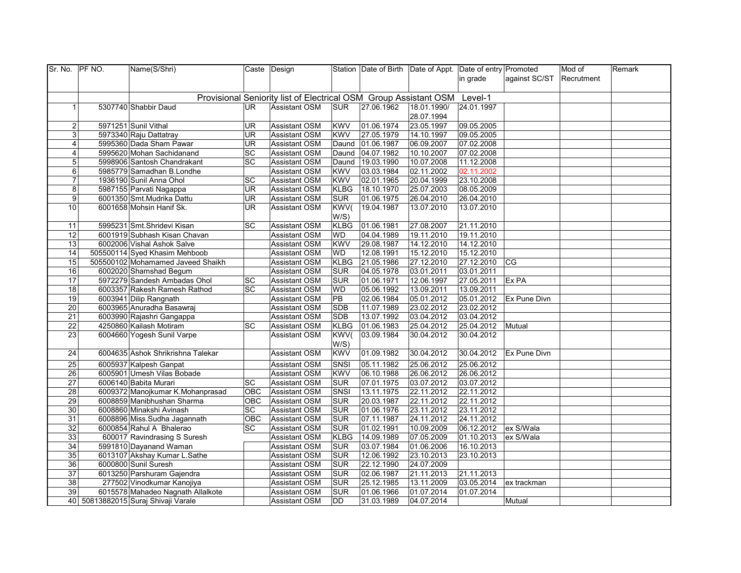| Sr. No. | PF NO. | Name(S/Shri) | Caste | Design | Station | Date of Birth | Date of Appt. | Date of entry in grade | Promoted against SC/ST | Mod of Recrutment | Remark |
|---|---|---|---|---|---|---|---|---|---|---|---|
| | | Provisional Seniority list of Electrical OSM Group Assistant OSM Level-1 | | | | | | | | | |
| 1 | 5307740 | Shabbir Daud | UR | Assistant OSM | SUR | 27.06.1962 | 18.01.1990/ 28.07.1994 | 24.01.1997 | | | |
| 2 | 5971251 | Sunil Vithal | UR | Assistant OSM | KWV | 01.06.1974 | 23.05.1997 | 09.05.2005 | | | |
| 3 | 5973340 | Raju Dattatray | UR | Assistant OSM | KWV | 27.05.1979 | 14.10.1997 | 09.05.2005 | | | |
| 4 | 5995360 | Dada Sham Pawar | UR | Assistant OSM | Daund | 01.06.1987 | 06.09.2007 | 07.02.2008 | | | |
| 4 | 5995620 | Mohan Sachidanand | SC | Assistant OSM | Daund | 04.07.1982 | 10.10.2007 | 07.02.2008 | | | |
| 5 | 5998906 | Santosh Chandrakant | SC | Assistant OSM | Daund | 19.03.1990 | 10.07.2008 | 11.12.2008 | | | |
| 6 | 5985779 | Samadhan B.Londhe | | Assistant OSM | KWV | 03.03.1984 | 02.11.2002 | 02.11.2002 | | | |
| 7 | 1936190 | Sunil Anna Ohol | SC | Assistant OSM | KWV | 02.01.1965 | 20.04.1999 | 23.10.2008 | | | |
| 8 | 5987155 | Parvati Nagappa | UR | Assistant OSM | KLBG | 18.10.1970 | 25.07.2003 | 08.05.2009 | | | |
| 9 | 6001350 | Smt.Mudrika Dattu | UR | Assistant OSM | SUR | 01.06.1975 | 26.04.2010 | 26.04.2010 | | | |
| 10 | 6001658 | Mohsin Hanif Sk. | UR | Assistant OSM | KWV( W/S) | 19.04.1987 | 13.07.2010 | 13.07.2010 | | | |
| 11 | 5995231 | Smt.Shridevi Kisan | SC | Assistant OSM | KLBG | 01.06.1981 | 27.08.2007 | 21.11.2010 | | | |
| 12 | 6001919 | Subhash Kisan Chavan | | Assistant OSM | WD | 04.04.1989 | 19.11.2010 | 19.11.2010 | | | |
| 13 | 6002006 | Vishal Ashok Salve | | Assistant OSM | KWV | 29.08.1987 | 14.12.2010 | 14.12.2010 | | | |
| 14 | 505500114 | Syed Khasim Mehboob | | Assistant OSM | WD | 12.08.1991 | 15.12.2010 | 15.12.2010 | | | |
| 15 | 505500102 | Mohamamed Javeed Shaikh | | Assistant OSM | KLBG | 21.05.1986 | 27.12.2010 | 27.12.2010 | CG | | |
| 16 | 6002020 | Shamshad Begum | | Assistant OSM | SUR | 04.05.1978 | 03.01.2011 | 03.01.2011 | | | |
| 17 | 5972279 | Sandesh Ambadas Ohol | SC | Assistant OSM | SUR | 01.06.1971 | 12.06.1997 | 27.05.2011 | Ex PA | | |
| 18 | 6003357 | Rakesh Ramesh Rathod | SC | Assistant OSM | WD | 05.06.1992 | 13.09.2011 | 13.09.2011 | | | |
| 19 | 6003941 | Dilip Rangnath | | Assistant OSM | PB | 02.06.1984 | 05.01.2012 | 05.01.2012 | Ex Pune Divn | | |
| 20 | 6003965 | Anuradha Basawraj | | Assistant OSM | SDB | 11.07.1989 | 23.02.2012 | 23.02.2012 | | | |
| 21 | 6003990 | Rajashri Gangappa | | Assistant OSM | SDB | 13.07.1992 | 03.04.2012 | 03.04.2012 | | | |
| 22 | 4250860 | Kailash Motiram | SC | Assistant OSM | KLBG | 01.06.1983 | 25.04.2012 | 25.04.2012 | Mutual | | |
| 23 | 6004660 | Yogesh Sunil Varpe | | Assistant OSM | KWV( W/S) | 03.09.1984 | 30.04.2012 | 30.04.2012 | | | |
| 24 | 6004635 | Ashok Shrikrishna Talekar | | Assistant OSM | KWV | 01.09.1982 | 30.04.2012 | 30.04.2012 | Ex Pune Divn | | |
| 25 | 6005937 | Kalpesh Ganpat | | Assistant OSM | SNSI | 05.11.1982 | 25.06.2012 | 25.06.2012 | | | |
| 26 | 6005901 | Umesh Vilas Bobade | | Assistant OSM | KWV | 06.10.1988 | 26.06.2012 | 26.06.2012 | | | |
| 27 | 6006140 | Babita Murari | SC | Assistant OSM | SUR | 07.01.1975 | 03.07.2012 | 03.07.2012 | | | |
| 28 | 6009372 | Manojkumar K.Mohanprasad | OBC | Assistant OSM | SNSI | 13.11.1975 | 22.11.2012 | 22.11.2012 | | | |
| 29 | 6008859 | Manibhushan Sharma | OBC | Assistant OSM | SUR | 20.03.1987 | 22.11.2012 | 22.11.2012 | | | |
| 30 | 6008860 | Minakshi Avinash | SC | Assistant OSM | SUR | 01.06.1976 | 23.11.2012 | 23.11.2012 | | | |
| 31 | 6008896 | Miss.Sudha Jagannath | OBC | Assistant OSM | SUR | 07.11.1987 | 24.11.2012 | 24.11.2012 | | | |
| 32 | 6000854 | Rahul A Bhalerao | SC | Assistant OSM | SUR | 01.02.1991 | 10.09.2009 | 06.12.2012 | ex S/Wala | | |
| 33 | 600017 | Ravindrasing S Suresh | | Assistant OSM | KLBG | 14.09.1989 | 07.05.2009 | 01.10.2013 | ex S/Wala | | |
| 34 | 5991810 | Dayanand Waman | | Assistant OSM | SUR | 03.07.1984 | 01.06.2006 | 16.10.2013 | | | |
| 35 | 6013107 | Akshay Kumar L.Sathe | | Assistant OSM | SUR | 12.06.1992 | 23.10.2013 | 23.10.2013 | | | |
| 36 | 6000800 | Sunil Suresh | | Assistant OSM | SUR | 22.12.1990 | 24.07.2009 | | | | |
| 37 | 6013250 | Parshuram Gajendra | | Assistant OSM | SUR | 02.06.1987 | 21.11.2013 | 21.11.2013 | | | |
| 38 | 277502 | Vinodkumar Kanojiya | | Assistant OSM | SUR | 25.12.1985 | 13.11.2009 | 03.05.2014 | ex trackman | | |
| 39 | 6015578 | Mahadeo Nagnath Allalkote | | Assistant OSM | SUR | 01.06.1966 | 01.07.2014 | 01.07.2014 | | | |
| 40 | 50813882015 | Suraj Shivaji Varale | | Assistant OSM | DD | 31.03.1989 | 04.07.2014 | | Mutual | | |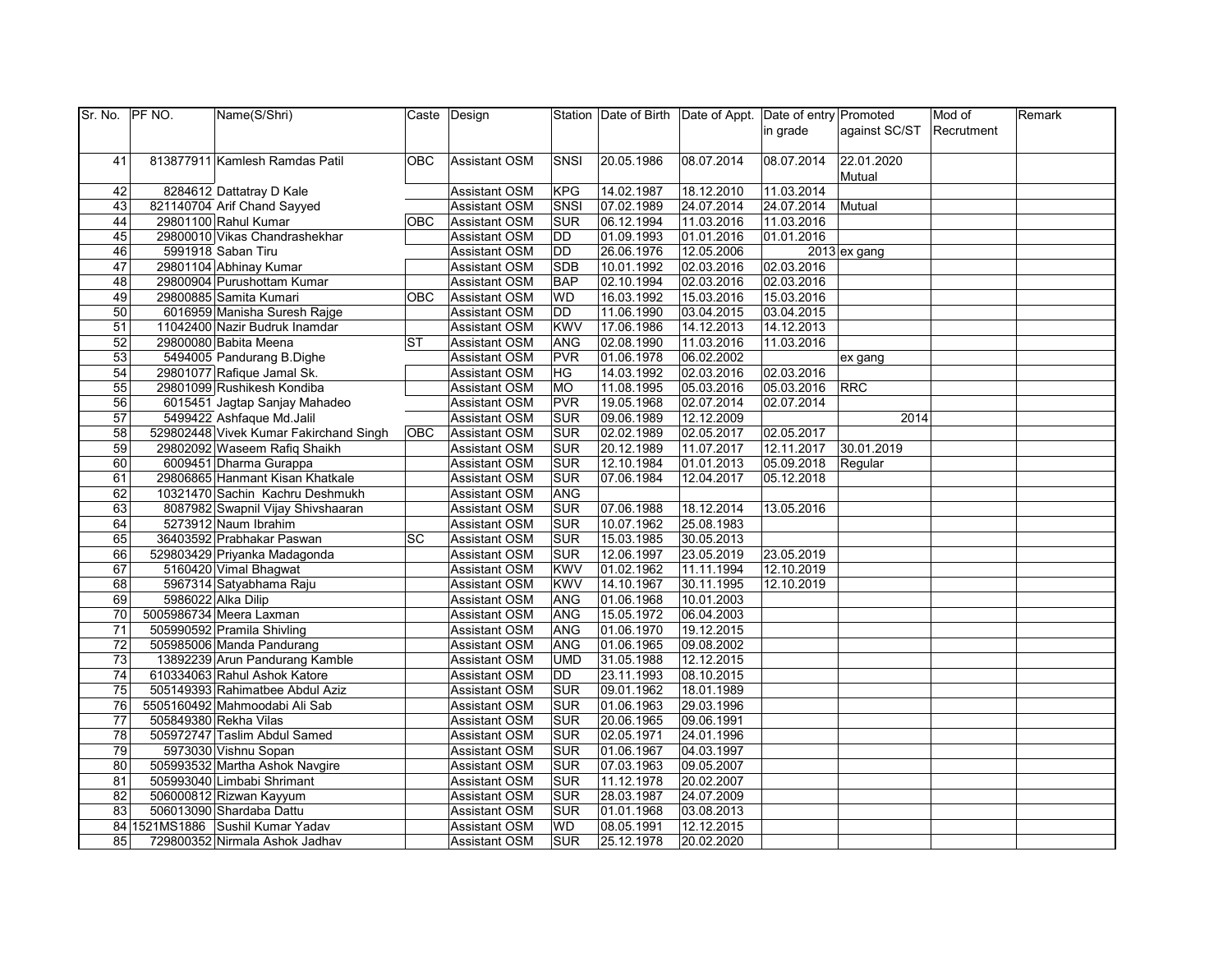| Sr. No. | PF NO. | Name(S/Shri) | Caste | Design | Station | Date of Birth | Date of Appt. | Date of entry in grade | Promoted against SC/ST | Mod of Recrutment | Remark |
|---|---|---|---|---|---|---|---|---|---|---|---|
| 41 | 813877911 | Kamlesh Ramdas Patil | OBC | Assistant OSM | SNSI | 20.05.1986 | 08.07.2014 | 08.07.2014 | 22.01.2020 Mutual | | |
| 42 | 8284612 | Dattatray D Kale | | Assistant OSM | KPG | 14.02.1987 | 18.12.2010 | 11.03.2014 | | | |
| 43 | 821140704 | Arif Chand Sayyed | | Assistant OSM | SNSI | 07.02.1989 | 24.07.2014 | 24.07.2014 | Mutual | | |
| 44 | 29801100 | Rahul Kumar | OBC | Assistant OSM | SUR | 06.12.1994 | 11.03.2016 | 11.03.2016 | | | |
| 45 | 29800010 | Vikas Chandrashekhar | | Assistant OSM | DD | 01.09.1993 | 01.01.2016 | 01.01.2016 | | | |
| 46 | 5991918 | Saban Tiru | | Assistant OSM | DD | 26.06.1976 | 12.05.2006 | 2013 | ex gang | | |
| 47 | 29801104 | Abhinay Kumar | | Assistant OSM | SDB | 10.01.1992 | 02.03.2016 | 02.03.2016 | | | |
| 48 | 29800904 | Purushottam Kumar | | Assistant OSM | BAP | 02.10.1994 | 02.03.2016 | 02.03.2016 | | | |
| 49 | 29800885 | Samita Kumari | OBC | Assistant OSM | WD | 16.03.1992 | 15.03.2016 | 15.03.2016 | | | |
| 50 | 6016959 | Manisha Suresh Rajge | | Assistant OSM | DD | 11.06.1990 | 03.04.2015 | 03.04.2015 | | | |
| 51 | 11042400 | Nazir Budruk Inamdar | | Assistant OSM | KWV | 17.06.1986 | 14.12.2013 | 14.12.2013 | | | |
| 52 | 29800080 | Babita Meena | ST | Assistant OSM | ANG | 02.08.1990 | 11.03.2016 | 11.03.2016 | | | |
| 53 | 5494005 | Pandurang B.Dighe | | Assistant OSM | PVR | 01.06.1978 | 06.02.2002 | | ex gang | | |
| 54 | 29801077 | Rafique Jamal Sk. | | Assistant OSM | HG | 14.03.1992 | 02.03.2016 | 02.03.2016 | | | |
| 55 | 29801099 | Rushikesh Kondiba | | Assistant OSM | MO | 11.08.1995 | 05.03.2016 | 05.03.2016 | RRC | | |
| 56 | 6015451 | Jagtap Sanjay Mahadeo | | Assistant OSM | PVR | 19.05.1968 | 02.07.2014 | 02.07.2014 | | | |
| 57 | 5499422 | Ashfaque Md.Jalil | | Assistant OSM | SUR | 09.06.1989 | 12.12.2009 | | 2014 | | |
| 58 | 529802448 | Vivek Kumar Fakirchand Singh | OBC | Assistant OSM | SUR | 02.02.1989 | 02.05.2017 | 02.05.2017 | | | |
| 59 | 29802092 | Waseem Rafiq Shaikh | | Assistant OSM | SUR | 20.12.1989 | 11.07.2017 | 12.11.2017 | 30.01.2019 | | |
| 60 | 6009451 | Dharma Gurappa | | Assistant OSM | SUR | 12.10.1984 | 01.01.2013 | 05.09.2018 | Regular | | |
| 61 | 29806865 | Hanmant Kisan Khatkale | | Assistant OSM | SUR | 07.06.1984 | 12.04.2017 | 05.12.2018 | | | |
| 62 | 10321470 | Sachin Kachru Deshmukh | | Assistant OSM | ANG | | | | | | |
| 63 | 8087982 | Swapnil Vijay Shivshaaran | | Assistant OSM | SUR | 07.06.1988 | 18.12.2014 | 13.05.2016 | | | |
| 64 | 5273912 | Naum Ibrahim | | Assistant OSM | SUR | 10.07.1962 | 25.08.1983 | | | | |
| 65 | 36403592 | Prabhakar Paswan | SC | Assistant OSM | SUR | 15.03.1985 | 30.05.2013 | | | | |
| 66 | 529803429 | Priyanka Madagonda | | Assistant OSM | SUR | 12.06.1997 | 23.05.2019 | 23.05.2019 | | | |
| 67 | 5160420 | Vimal Bhagwat | | Assistant OSM | KWV | 01.02.1962 | 11.11.1994 | 12.10.2019 | | | |
| 68 | 5967314 | Satyabhama Raju | | Assistant OSM | KWV | 14.10.1967 | 30.11.1995 | 12.10.2019 | | | |
| 69 | 5986022 | Alka Dilip | | Assistant OSM | ANG | 01.06.1968 | 10.01.2003 | | | | |
| 70 | 5005986734 | Meera Laxman | | Assistant OSM | ANG | 15.05.1972 | 06.04.2003 | | | | |
| 71 | 505990592 | Pramila Shivling | | Assistant OSM | ANG | 01.06.1970 | 19.12.2015 | | | | |
| 72 | 505985006 | Manda Pandurang | | Assistant OSM | ANG | 01.06.1965 | 09.08.2002 | | | | |
| 73 | 13892239 | Arun Pandurang Kamble | | Assistant OSM | UMD | 31.05.1988 | 12.12.2015 | | | | |
| 74 | 610334063 | Rahul Ashok Katore | | Assistant OSM | DD | 23.11.1993 | 08.10.2015 | | | | |
| 75 | 505149393 | Rahimatbee Abdul Aziz | | Assistant OSM | SUR | 09.01.1962 | 18.01.1989 | | | | |
| 76 | 5505160492 | Mahmoodabi Ali Sab | | Assistant OSM | SUR | 01.06.1963 | 29.03.1996 | | | | |
| 77 | 505849380 | Rekha Vilas | | Assistant OSM | SUR | 20.06.1965 | 09.06.1991 | | | | |
| 78 | 505972747 | Taslim Abdul Samed | | Assistant OSM | SUR | 02.05.1971 | 24.01.1996 | | | | |
| 79 | 5973030 | Vishnu Sopan | | Assistant OSM | SUR | 01.06.1967 | 04.03.1997 | | | | |
| 80 | 505993532 | Martha Ashok Navgire | | Assistant OSM | SUR | 07.03.1963 | 09.05.2007 | | | | |
| 81 | 505993040 | Limbabi Shrimant | | Assistant OSM | SUR | 11.12.1978 | 20.02.2007 | | | | |
| 82 | 506000812 | Rizwan Kayyum | | Assistant OSM | SUR | 28.03.1987 | 24.07.2009 | | | | |
| 83 | 506013090 | Shardaba Dattu | | Assistant OSM | SUR | 01.01.1968 | 03.08.2013 | | | | |
| 84 | 1521MS1886 | Sushil Kumar Yadav | | Assistant OSM | WD | 08.05.1991 | 12.12.2015 | | | | |
| 85 | 729800352 | Nirmala Ashok Jadhav | | Assistant OSM | SUR | 25.12.1978 | 20.02.2020 | | | | |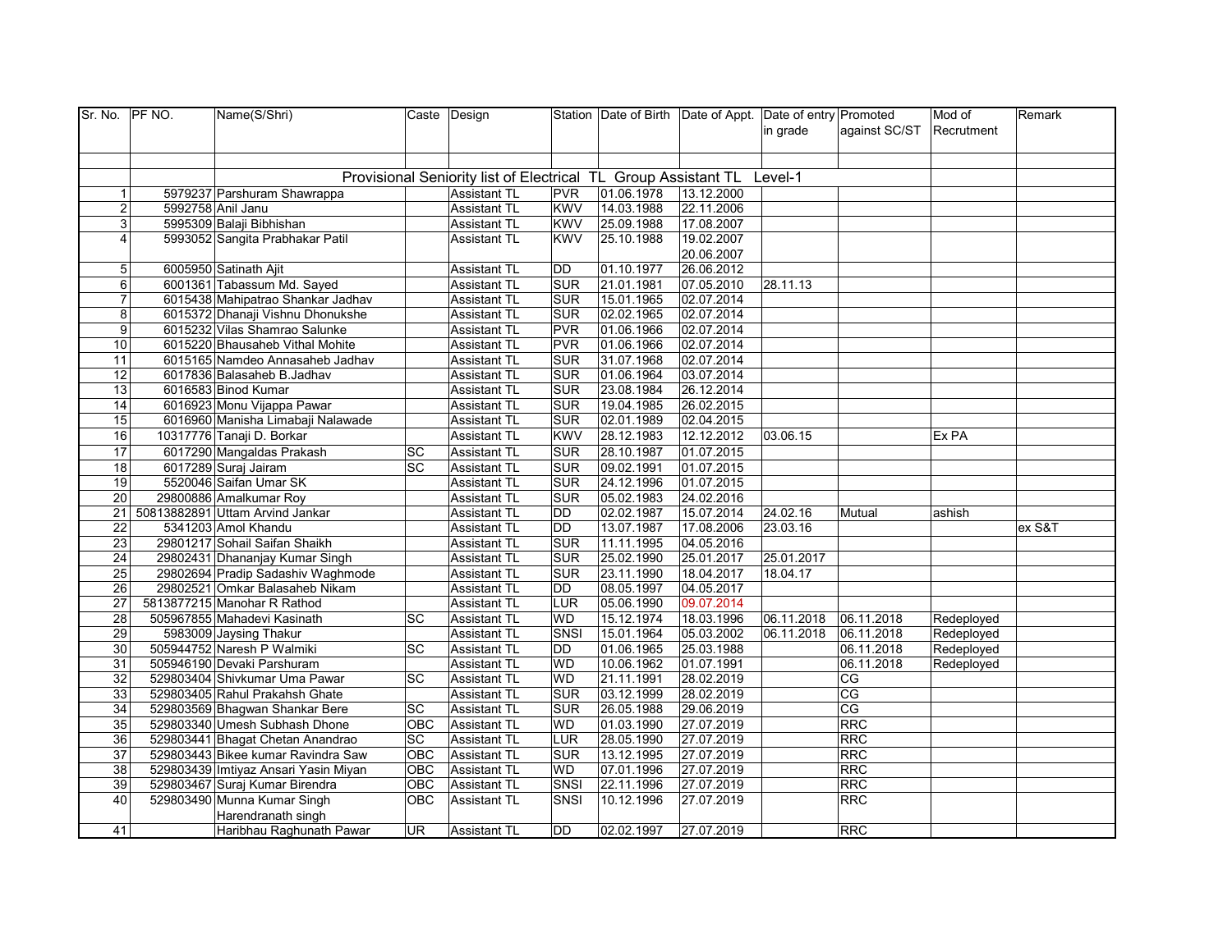| Sr. No. | PF NO. | Name(S/Shri) | Caste | Design | Station | Date of Birth | Date of Appt. | Date of entry in grade | Promoted against SC/ST | Mod of Recrutment | Remark |
|---|---|---|---|---|---|---|---|---|---|---|---|
| | | | | | | | | | | | |
| | | Provisional Seniority list of Electrical TL Group Assistant TL Level-1 | | | | | | | | | |
| 1 | 5979237 | Parshuram Shawrappa | | Assistant TL | PVR | 01.06.1978 | 13.12.2000 | | | | |
| 2 | 5992758 | Anil Janu | | Assistant TL | KWV | 14.03.1988 | 22.11.2006 | | | | |
| 3 | 5995309 | Balaji Bibhishan | | Assistant TL | KWV | 25.09.1988 | 17.08.2007 | | | | |
| 4 | 5993052 | Sangita Prabhakar Patil | | Assistant TL | KWV | 25.10.1988 | 19.02.2007 20.06.2007 | | | | |
| 5 | 6005950 | Satinath Ajit | | Assistant TL | DD | 01.10.1977 | 26.06.2012 | | | | |
| 6 | 6001361 | Tabassum Md. Sayed | | Assistant TL | SUR | 21.01.1981 | 07.05.2010 | 28.11.13 | | | |
| 7 | 6015438 | Mahipatrao Shankar Jadhav | | Assistant TL | SUR | 15.01.1965 | 02.07.2014 | | | | |
| 8 | 6015372 | Dhanaji Vishnu Dhonukshe | | Assistant TL | SUR | 02.02.1965 | 02.07.2014 | | | | |
| 9 | 6015232 | Vilas Shamrao Salunke | | Assistant TL | PVR | 01.06.1966 | 02.07.2014 | | | | |
| 10 | 6015220 | Bhausaheb Vithal Mohite | | Assistant TL | PVR | 01.06.1966 | 02.07.2014 | | | | |
| 11 | 6015165 | Namdeo Annasaheb Jadhav | | Assistant TL | SUR | 31.07.1968 | 02.07.2014 | | | | |
| 12 | 6017836 | Balasaheb B.Jadhav | | Assistant TL | SUR | 01.06.1964 | 03.07.2014 | | | | |
| 13 | 6016583 | Binod Kumar | | Assistant TL | SUR | 23.08.1984 | 26.12.2014 | | | | |
| 14 | 6016923 | Monu Vijappa Pawar | | Assistant TL | SUR | 19.04.1985 | 26.02.2015 | | | | |
| 15 | 6016960 | Manisha Limabaji Nalawade | | Assistant TL | SUR | 02.01.1989 | 02.04.2015 | | | | |
| 16 | 10317776 | Tanaji D. Borkar | | Assistant TL | KWV | 28.12.1983 | 12.12.2012 | 03.06.15 | | Ex PA | |
| 17 | 6017290 | Mangaldas Prakash | SC | Assistant TL | SUR | 28.10.1987 | 01.07.2015 | | | | |
| 18 | 6017289 | Suraj Jairam | SC | Assistant TL | SUR | 09.02.1991 | 01.07.2015 | | | | |
| 19 | 5520046 | Saifan Umar SK | | Assistant TL | SUR | 24.12.1996 | 01.07.2015 | | | | |
| 20 | 29800886 | Amalkumar Roy | | Assistant TL | SUR | 05.02.1983 | 24.02.2016 | | | | |
| 21 | 50813882891 | Uttam Arvind Jankar | | Assistant TL | DD | 02.02.1987 | 15.07.2014 | 24.02.16 | Mutual | ashish | |
| 22 | 5341203 | Amol Khandu | | Assistant TL | DD | 13.07.1987 | 17.08.2006 | 23.03.16 | | | ex S&T |
| 23 | 29801217 | Sohail Saifan Shaikh | | Assistant TL | SUR | 11.11.1995 | 04.05.2016 | | | | |
| 24 | 29802431 | Dhananjay Kumar Singh | | Assistant TL | SUR | 25.02.1990 | 25.01.2017 | 25.01.2017 | | | |
| 25 | 29802694 | Pradip Sadashiv Waghmode | | Assistant TL | SUR | 23.11.1990 | 18.04.2017 | 18.04.17 | | | |
| 26 | 29802521 | Omkar Balasaheb Nikam | | Assistant TL | DD | 08.05.1997 | 04.05.2017 | | | | |
| 27 | 5813877215 | Manohar R Rathod | | Assistant TL | LUR | 05.06.1990 | 09.07.2014 | | | | |
| 28 | 505967855 | Mahadevi Kasinath | SC | Assistant TL | WD | 15.12.1974 | 18.03.1996 | 06.11.2018 | 06.11.2018 | Redeployed | |
| 29 | 5983009 | Jaysing Thakur | | Assistant TL | SNSI | 15.01.1964 | 05.03.2002 | 06.11.2018 | 06.11.2018 | Redeployed | |
| 30 | 505944752 | Naresh P Walmiki | SC | Assistant TL | DD | 01.06.1965 | 25.03.1988 | | 06.11.2018 | Redeployed | |
| 31 | 505946190 | Devaki Parshuram | | Assistant TL | WD | 10.06.1962 | 01.07.1991 | | 06.11.2018 | Redeployed | |
| 32 | 529803404 | Shivkumar Uma Pawar | SC | Assistant TL | WD | 21.11.1991 | 28.02.2019 | | CG | | |
| 33 | 529803405 | Rahul Prakahsh Ghate | | Assistant TL | SUR | 03.12.1999 | 28.02.2019 | | CG | | |
| 34 | 529803569 | Bhagwan Shankar Bere | SC | Assistant TL | SUR | 26.05.1988 | 29.06.2019 | | CG | | |
| 35 | 529803340 | Umesh Subhash Dhone | OBC | Assistant TL | WD | 01.03.1990 | 27.07.2019 | | RRC | | |
| 36 | 529803441 | Bhagat Chetan Anandrao | SC | Assistant TL | LUR | 28.05.1990 | 27.07.2019 | | RRC | | |
| 37 | 529803443 | Bikee kumar Ravindra Saw | OBC | Assistant TL | SUR | 13.12.1995 | 27.07.2019 | | RRC | | |
| 38 | 529803439 | Imtiyaz Ansari Yasin Miyan | OBC | Assistant TL | WD | 07.01.1996 | 27.07.2019 | | RRC | | |
| 39 | 529803467 | Suraj Kumar Birendra | OBC | Assistant TL | SNSI | 22.11.1996 | 27.07.2019 | | RRC | | |
| 40 | 529803490 | Munna Kumar Singh Harendranath singh | OBC | Assistant TL | SNSI | 10.12.1996 | 27.07.2019 | | RRC | | |
| 41 | | Haribhau Raghunath Pawar | UR | Assistant TL | DD | 02.02.1997 | 27.07.2019 | | RRC | | |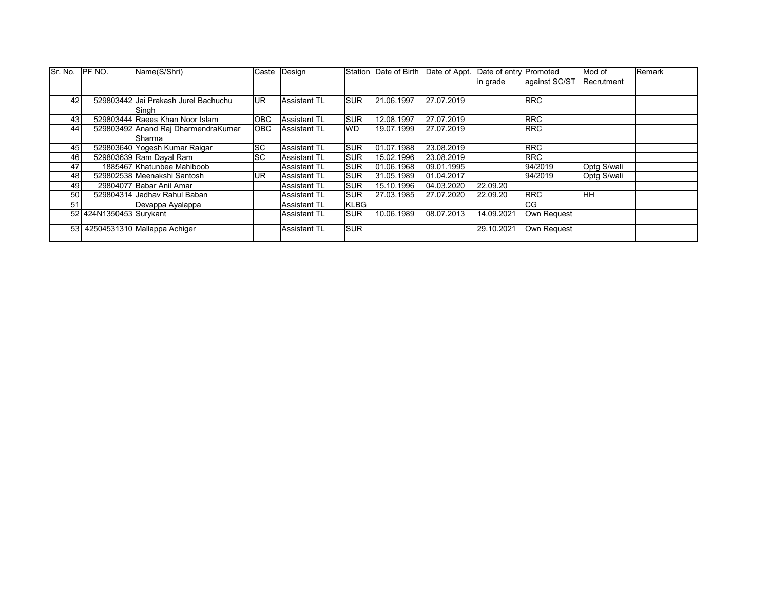| Sr. No. | PF NO. | Name(S/Shri) | Caste | Design | Station | Date of Birth | Date of Appt. | Date of entry in grade | Promoted against SC/ST | Mod of Recrutment | Remark |
|---|---|---|---|---|---|---|---|---|---|---|---|
| 42 | 529803442 | Jai Prakash Jurel Bachuchu Singh | UR | Assistant TL | SUR | 21.06.1997 | 27.07.2019 | | RRC | | |
| 43 | 529803444 | Raees Khan Noor Islam | OBC | Assistant TL | SUR | 12.08.1997 | 27.07.2019 | | RRC | | |
| 44 | 529803492 | Anand Raj DharmendraKumar Sharma | OBC | Assistant TL | WD | 19.07.1999 | 27.07.2019 | | RRC | | |
| 45 | 529803640 | Yogesh Kumar Raigar | SC | Assistant TL | SUR | 01.07.1988 | 23.08.2019 | | RRC | | |
| 46 | 529803639 | Ram Dayal Ram | SC | Assistant TL | SUR | 15.02.1996 | 23.08.2019 | | RRC | | |
| 47 | 1885467 | Khatunbee Mahiboob | | Assistant TL | SUR | 01.06.1968 | 09.01.1995 | | 94/2019 | Optg S/wali | |
| 48 | 529802538 | Meenakshi Santosh | UR | Assistant TL | SUR | 31.05.1989 | 01.04.2017 | | 94/2019 | Optg S/wali | |
| 49 | 29804077 | Babar Anil Amar | | Assistant TL | SUR | 15.10.1996 | 04.03.2020 | 22.09.20 | | | |
| 50 | 529804314 | Jadhav Rahul Baban | | Assistant TL | SUR | 27.03.1985 | 27.07.2020 | 22.09.20 | RRC | HH | |
| 51 | | Devappa Ayalappa | | Assistant TL | KLBG | | | | CG | | |
| 52 | 424N1350453 | Surykant | | Assistant TL | SUR | 10.06.1989 | 08.07.2013 | 14.09.2021 | Own Request | | |
| 53 | 42504531310 | Mallappa Achiger | | Assistant TL | SUR | | | 29.10.2021 | Own Request | | |